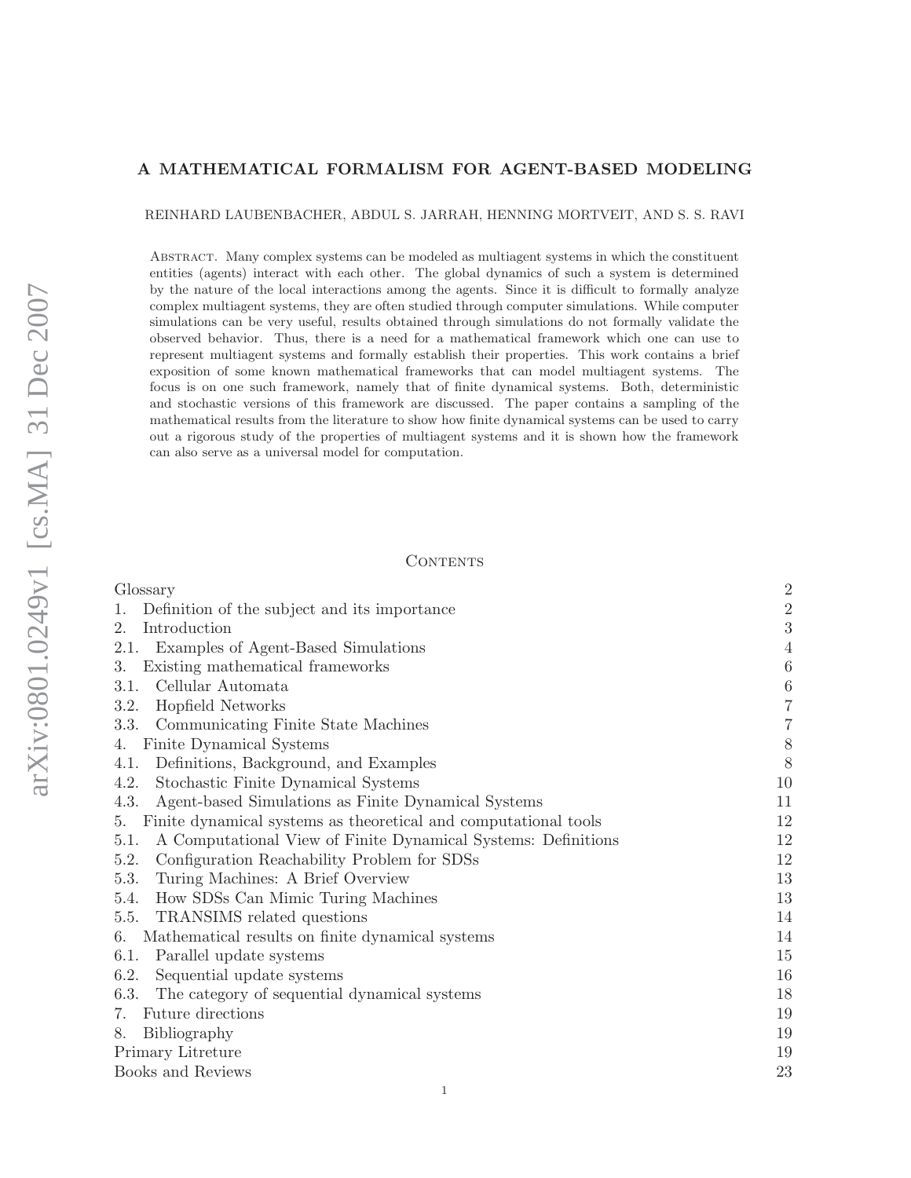# A MATHEMATICAL FORMALISM FOR AGENT-BASED MODELING

REINHARD LAUBENBACHER, ABDUL S. JARRAH, HENNING MORTVEIT, AND S. S. RAVI

Abstract. Many complex systems can be modeled as multiagent systems in which the constituent entities (agents) interact with each other. The global dynamics of such a system is determined by the nature of the local interactions among the agents. Since it is difficult to formally analyze complex multiagent systems, they are often studied through computer simulations. While computer simulations can be very useful, results obtained through simulations do not formally validate the observed behavior. Thus, there is a need for a mathematical framework which one can use to represent multiagent systems and formally establish their properties. This work contains a brief exposition of some known mathematical frameworks that can model multiagent systems. The focus is on one such framework, namely that of finite dynamical systems. Both, deterministic and stochastic versions of this framework are discussed. The paper contains a sampling of the mathematical results from the literature to show how finite dynamical systems can be used to carry out a rigorous study of the properties of multiagent systems and it is shown how the framework can also serve as a universal model for computation.

## Contents

| | |
|---|---|
| Glossary | 2 |
| 1. Definition of the subject and its importance | 2 |
| 2. Introduction | 3 |
| 2.1. Examples of Agent-Based Simulations | 4 |
| 3. Existing mathematical frameworks | 6 |
| 3.1. Cellular Automata | 6 |
| 3.2. Hopfield Networks | 7 |
| 3.3. Communicating Finite State Machines | 7 |
| 4. Finite Dynamical Systems | 8 |
| 4.1. Definitions, Background, and Examples | 8 |
| 4.2. Stochastic Finite Dynamical Systems | 10 |
| 4.3. Agent-based Simulations as Finite Dynamical Systems | 11 |
| 5. Finite dynamical systems as theoretical and computational tools | 12 |
| 5.1. A Computational View of Finite Dynamical Systems: Definitions | 12 |
| 5.2. Configuration Reachability Problem for SDSs | 12 |
| 5.3. Turing Machines: A Brief Overview | 13 |
| 5.4. How SDSs Can Mimic Turing Machines | 13 |
| 5.5. TRANSIMS related questions | 14 |
| 6. Mathematical results on finite dynamical systems | 14 |
| 6.1. Parallel update systems | 15 |
| 6.2. Sequential update systems | 16 |
| 6.3. The category of sequential dynamical systems | 18 |
| 7. Future directions | 19 |
| 8. Bibliography | 19 |
| Primary Litreture | 19 |
| Books and Reviews | 23 |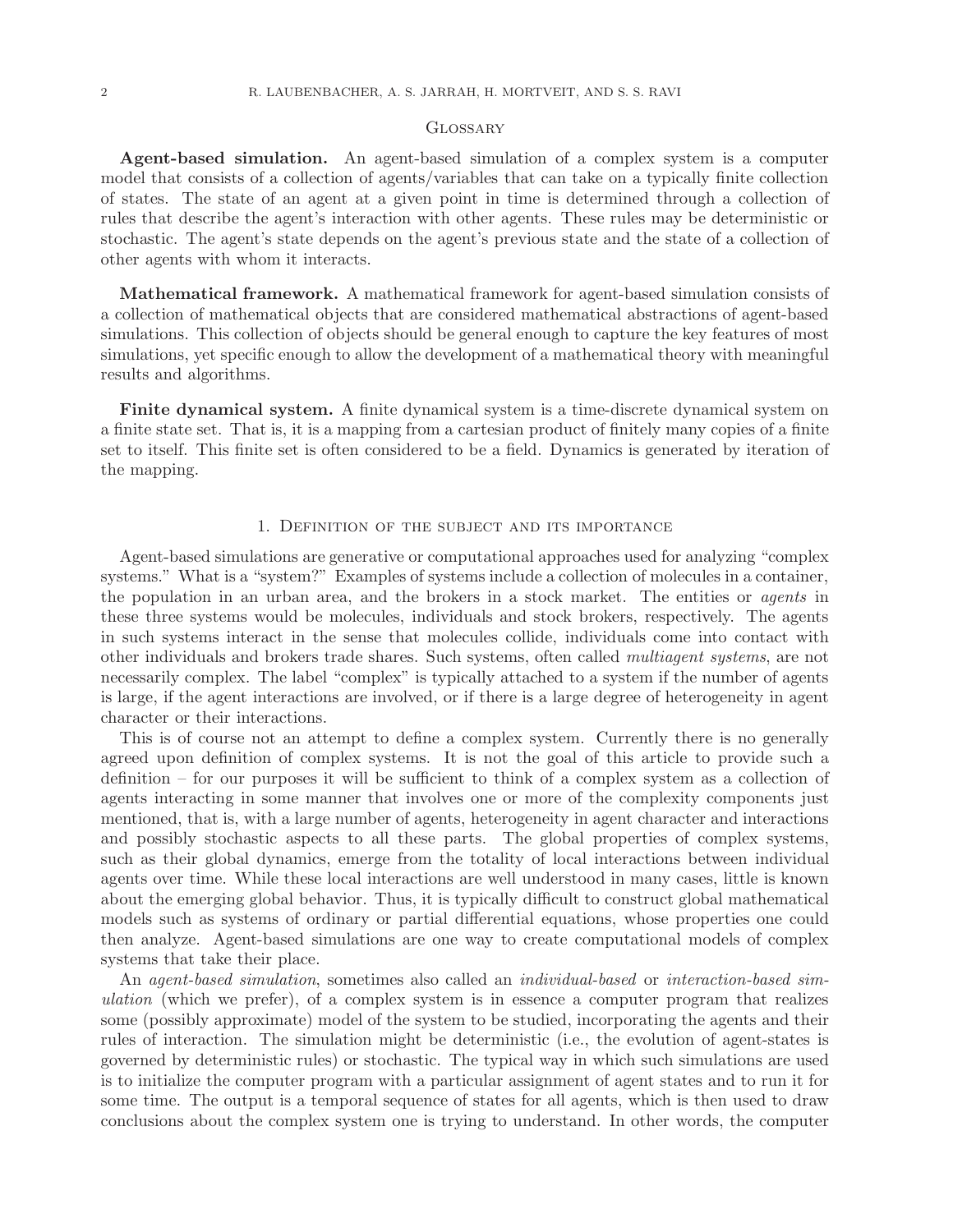## Glossary

**Agent-based simulation.** An agent-based simulation of a complex system is a computer model that consists of a collection of agents/variables that can take on a typically finite collection of states. The state of an agent at a given point in time is determined through a collection of rules that describe the agent's interaction with other agents. These rules may be deterministic or stochastic. The agent's state depends on the agent's previous state and the state of a collection of other agents with whom it interacts.

**Mathematical framework.** A mathematical framework for agent-based simulation consists of a collection of mathematical objects that are considered mathematical abstractions of agent-based simulations. This collection of objects should be general enough to capture the key features of most simulations, yet specific enough to allow the development of a mathematical theory with meaningful results and algorithms.

**Finite dynamical system.** A finite dynamical system is a time-discrete dynamical system on a finite state set. That is, it is a mapping from a cartesian product of finitely many copies of a finite set to itself. This finite set is often considered to be a field. Dynamics is generated by iteration of the mapping.

## 1. Definition of the subject and its importance

Agent-based simulations are generative or computational approaches used for analyzing "complex systems." What is a "system?" Examples of systems include a collection of molecules in a container, the population in an urban area, and the brokers in a stock market. The entities or *agents* in these three systems would be molecules, individuals and stock brokers, respectively. The agents in such systems interact in the sense that molecules collide, individuals come into contact with other individuals and brokers trade shares. Such systems, often called *multiagent systems*, are not necessarily complex. The label "complex" is typically attached to a system if the number of agents is large, if the agent interactions are involved, or if there is a large degree of heterogeneity in agent character or their interactions.

This is of course not an attempt to define a complex system. Currently there is no generally agreed upon definition of complex systems. It is not the goal of this article to provide such a definition – for our purposes it will be sufficient to think of a complex system as a collection of agents interacting in some manner that involves one or more of the complexity components just mentioned, that is, with a large number of agents, heterogeneity in agent character and interactions and possibly stochastic aspects to all these parts. The global properties of complex systems, such as their global dynamics, emerge from the totality of local interactions between individual agents over time. While these local interactions are well understood in many cases, little is known about the emerging global behavior. Thus, it is typically difficult to construct global mathematical models such as systems of ordinary or partial differential equations, whose properties one could then analyze. Agent-based simulations are one way to create computational models of complex systems that take their place.

An *agent-based simulation*, sometimes also called an *individual-based* or *interaction-based simulation* (which we prefer), of a complex system is in essence a computer program that realizes some (possibly approximate) model of the system to be studied, incorporating the agents and their rules of interaction. The simulation might be deterministic (i.e., the evolution of agent-states is governed by deterministic rules) or stochastic. The typical way in which such simulations are used is to initialize the computer program with a particular assignment of agent states and to run it for some time. The output is a temporal sequence of states for all agents, which is then used to draw conclusions about the complex system one is trying to understand. In other words, the computer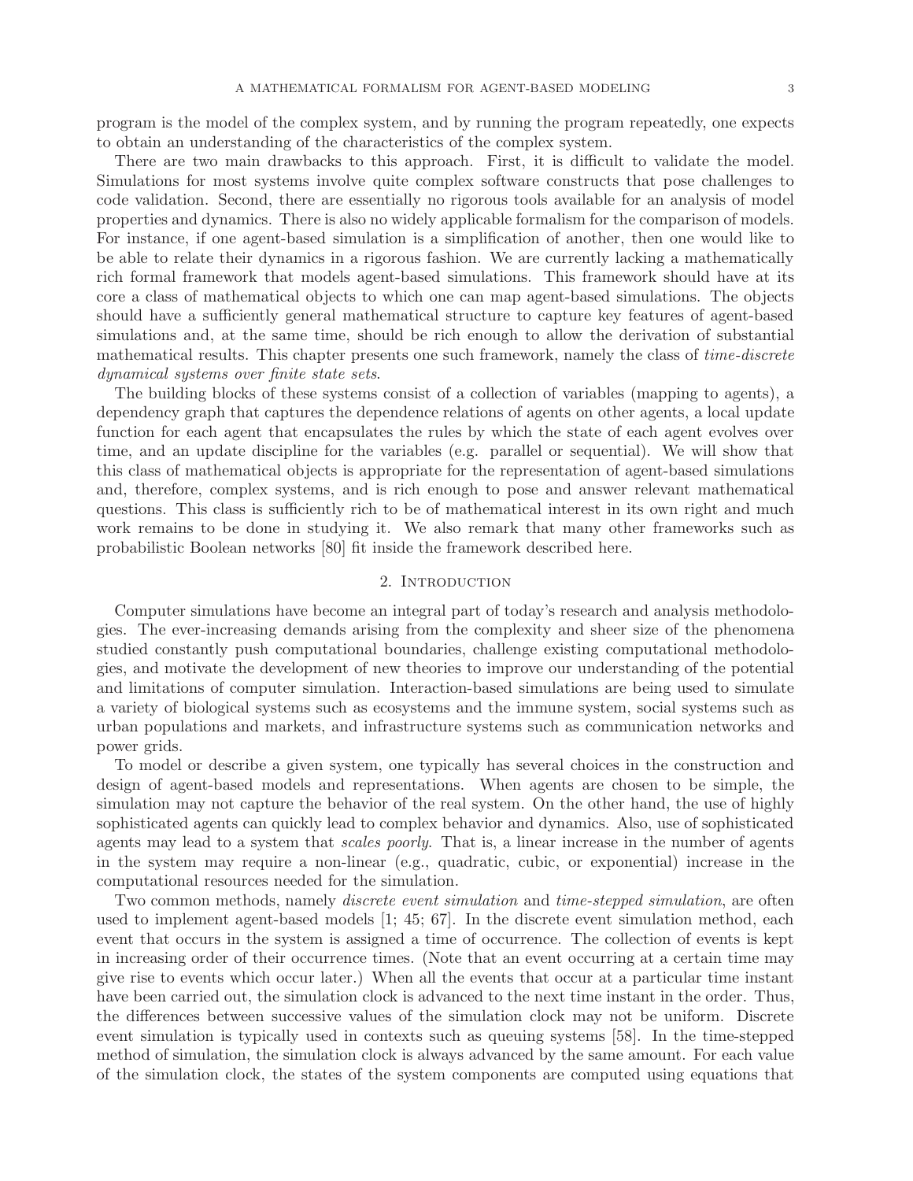program is the model of the complex system, and by running the program repeatedly, one expects to obtain an understanding of the characteristics of the complex system.

There are two main drawbacks to this approach. First, it is difficult to validate the model. Simulations for most systems involve quite complex software constructs that pose challenges to code validation. Second, there are essentially no rigorous tools available for an analysis of model properties and dynamics. There is also no widely applicable formalism for the comparison of models. For instance, if one agent-based simulation is a simplification of another, then one would like to be able to relate their dynamics in a rigorous fashion. We are currently lacking a mathematically rich formal framework that models agent-based simulations. This framework should have at its core a class of mathematical objects to which one can map agent-based simulations. The objects should have a sufficiently general mathematical structure to capture key features of agent-based simulations and, at the same time, should be rich enough to allow the derivation of substantial mathematical results. This chapter presents one such framework, namely the class of *time-discrete dynamical systems over finite state sets*.

The building blocks of these systems consist of a collection of variables (mapping to agents), a dependency graph that captures the dependence relations of agents on other agents, a local update function for each agent that encapsulates the rules by which the state of each agent evolves over time, and an update discipline for the variables (e.g. parallel or sequential). We will show that this class of mathematical objects is appropriate for the representation of agent-based simulations and, therefore, complex systems, and is rich enough to pose and answer relevant mathematical questions. This class is sufficiently rich to be of mathematical interest in its own right and much work remains to be done in studying it. We also remark that many other frameworks such as probabilistic Boolean networks [80] fit inside the framework described here.

## 2. Introduction

Computer simulations have become an integral part of today's research and analysis methodologies. The ever-increasing demands arising from the complexity and sheer size of the phenomena studied constantly push computational boundaries, challenge existing computational methodologies, and motivate the development of new theories to improve our understanding of the potential and limitations of computer simulation. Interaction-based simulations are being used to simulate a variety of biological systems such as ecosystems and the immune system, social systems such as urban populations and markets, and infrastructure systems such as communication networks and power grids.

To model or describe a given system, one typically has several choices in the construction and design of agent-based models and representations. When agents are chosen to be simple, the simulation may not capture the behavior of the real system. On the other hand, the use of highly sophisticated agents can quickly lead to complex behavior and dynamics. Also, use of sophisticated agents may lead to a system that *scales poorly*. That is, a linear increase in the number of agents in the system may require a non-linear (e.g., quadratic, cubic, or exponential) increase in the computational resources needed for the simulation.

Two common methods, namely *discrete event simulation* and *time-stepped simulation*, are often used to implement agent-based models [1; 45; 67]. In the discrete event simulation method, each event that occurs in the system is assigned a time of occurrence. The collection of events is kept in increasing order of their occurrence times. (Note that an event occurring at a certain time may give rise to events which occur later.) When all the events that occur at a particular time instant have been carried out, the simulation clock is advanced to the next time instant in the order. Thus, the differences between successive values of the simulation clock may not be uniform. Discrete event simulation is typically used in contexts such as queuing systems [58]. In the time-stepped method of simulation, the simulation clock is always advanced by the same amount. For each value of the simulation clock, the states of the system components are computed using equations that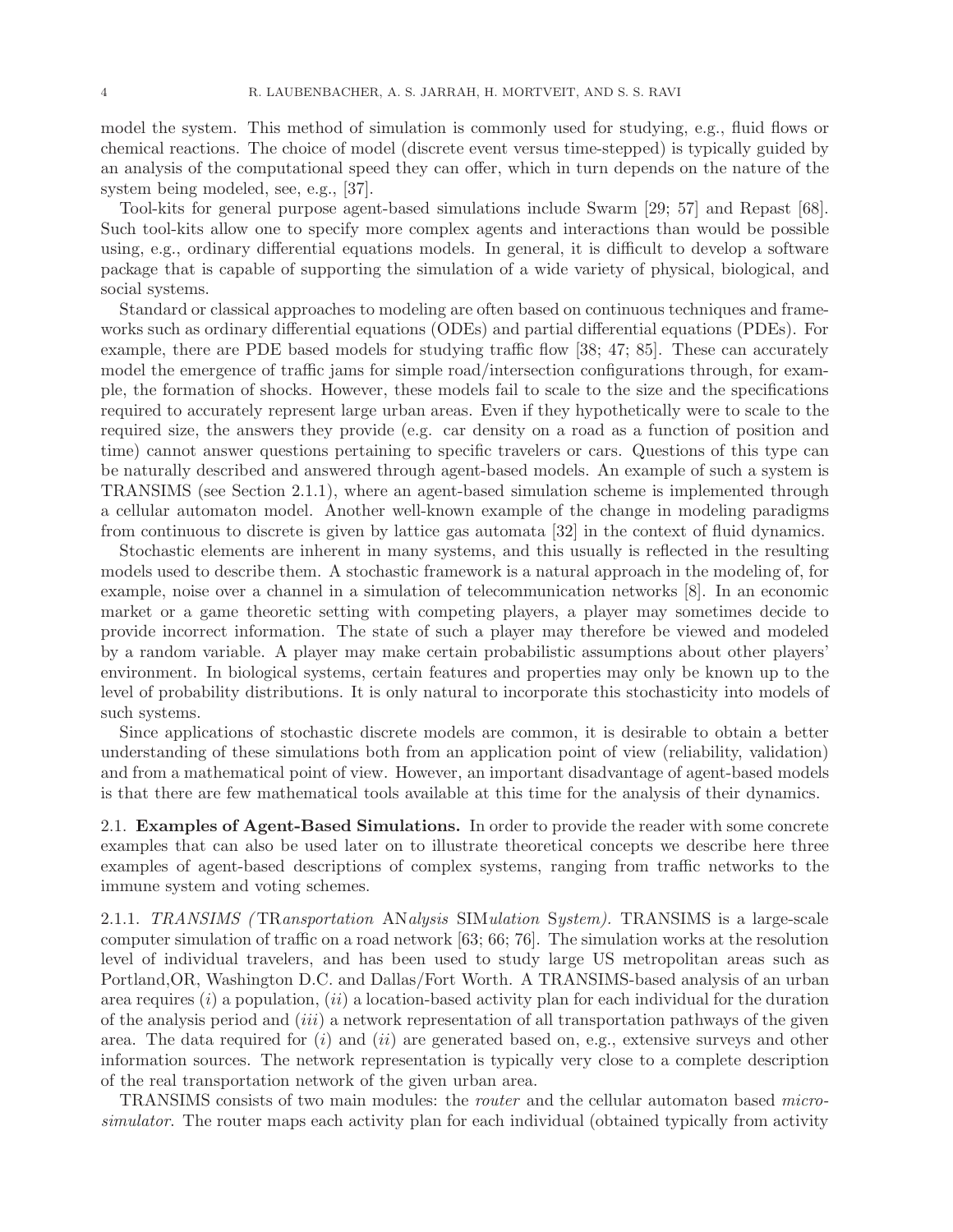model the system. This method of simulation is commonly used for studying, e.g., fluid flows or chemical reactions. The choice of model (discrete event versus time-stepped) is typically guided by an analysis of the computational speed they can offer, which in turn depends on the nature of the system being modeled, see, e.g., [37].

Tool-kits for general purpose agent-based simulations include Swarm [29; 57] and Repast [68]. Such tool-kits allow one to specify more complex agents and interactions than would be possible using, e.g., ordinary differential equations models. In general, it is difficult to develop a software package that is capable of supporting the simulation of a wide variety of physical, biological, and social systems.

Standard or classical approaches to modeling are often based on continuous techniques and frameworks such as ordinary differential equations (ODEs) and partial differential equations (PDEs). For example, there are PDE based models for studying traffic flow [38; 47; 85]. These can accurately model the emergence of traffic jams for simple road/intersection configurations through, for example, the formation of shocks. However, these models fail to scale to the size and the specifications required to accurately represent large urban areas. Even if they hypothetically were to scale to the required size, the answers they provide (e.g. car density on a road as a function of position and time) cannot answer questions pertaining to specific travelers or cars. Questions of this type can be naturally described and answered through agent-based models. An example of such a system is TRANSIMS (see Section 2.1.1), where an agent-based simulation scheme is implemented through a cellular automaton model. Another well-known example of the change in modeling paradigms from continuous to discrete is given by lattice gas automata [32] in the context of fluid dynamics.

Stochastic elements are inherent in many systems, and this usually is reflected in the resulting models used to describe them. A stochastic framework is a natural approach in the modeling of, for example, noise over a channel in a simulation of telecommunication networks [8]. In an economic market or a game theoretic setting with competing players, a player may sometimes decide to provide incorrect information. The state of such a player may therefore be viewed and modeled by a random variable. A player may make certain probabilistic assumptions about other players' environment. In biological systems, certain features and properties may only be known up to the level of probability distributions. It is only natural to incorporate this stochasticity into models of such systems.

Since applications of stochastic discrete models are common, it is desirable to obtain a better understanding of these simulations both from an application point of view (reliability, validation) and from a mathematical point of view. However, an important disadvantage of agent-based models is that there are few mathematical tools available at this time for the analysis of their dynamics.

## 2.1. **Examples of Agent-Based Simulations.**

In order to provide the reader with some concrete examples that can also be used later on to illustrate theoretical concepts we describe here three examples of agent-based descriptions of complex systems, ranging from traffic networks to the immune system and voting schemes.

### 2.1.1. *TRANSIMS (*TR*ansportation* AN*alysis* SIM*ulation* S*ystem).*

TRANSIMS is a large-scale computer simulation of traffic on a road network [63; 66; 76]. The simulation works at the resolution level of individual travelers, and has been used to study large US metropolitan areas such as Portland,OR, Washington D.C. and Dallas/Fort Worth. A TRANSIMS-based analysis of an urban area requires (*i*) a population, (*ii*) a location-based activity plan for each individual for the duration of the analysis period and (*iii*) a network representation of all transportation pathways of the given area. The data required for (*i*) and (*ii*) are generated based on, e.g., extensive surveys and other information sources. The network representation is typically very close to a complete description of the real transportation network of the given urban area.

TRANSIMS consists of two main modules: the *router* and the cellular automaton based *micro-simulator*. The router maps each activity plan for each individual (obtained typically from activity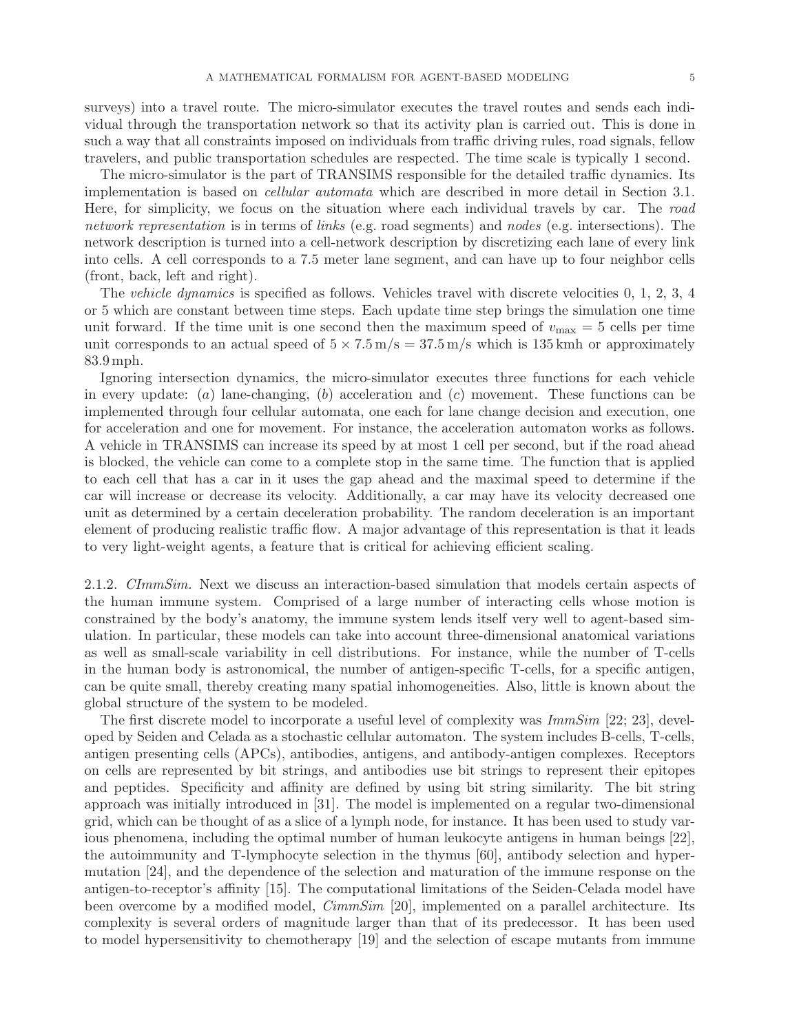surveys) into a travel route. The micro-simulator executes the travel routes and sends each individual through the transportation network so that its activity plan is carried out. This is done in such a way that all constraints imposed on individuals from traffic driving rules, road signals, fellow travelers, and public transportation schedules are respected. The time scale is typically 1 second.

The micro-simulator is the part of TRANSIMS responsible for the detailed traffic dynamics. Its implementation is based on *cellular automata* which are described in more detail in Section 3.1. Here, for simplicity, we focus on the situation where each individual travels by car. The *road network representation* is in terms of *links* (e.g. road segments) and *nodes* (e.g. intersections). The network description is turned into a cell-network description by discretizing each lane of every link into cells. A cell corresponds to a 7.5 meter lane segment, and can have up to four neighbor cells (front, back, left and right).

The *vehicle dynamics* is specified as follows. Vehicles travel with discrete velocities 0, 1, 2, 3, 4 or 5 which are constant between time steps. Each update time step brings the simulation one time unit forward. If the time unit is one second then the maximum speed of $v_{\max} = 5$ cells per time unit corresponds to an actual speed of $5 \times 7.5\,\mathrm{m/s} = 37.5\,\mathrm{m/s}$ which is $135\,\mathrm{kmh}$ or approximately $83.9\,\mathrm{mph}$.

Ignoring intersection dynamics, the micro-simulator executes three functions for each vehicle in every update: (*a*) lane-changing, (*b*) acceleration and (*c*) movement. These functions can be implemented through four cellular automata, one each for lane change decision and execution, one for acceleration and one for movement. For instance, the acceleration automaton works as follows. A vehicle in TRANSIMS can increase its speed by at most 1 cell per second, but if the road ahead is blocked, the vehicle can come to a complete stop in the same time. The function that is applied to each cell that has a car in it uses the gap ahead and the maximal speed to determine if the car will increase or decrease its velocity. Additionally, a car may have its velocity decreased one unit as determined by a certain deceleration probability. The random deceleration is an important element of producing realistic traffic flow. A major advantage of this representation is that it leads to very light-weight agents, a feature that is critical for achieving efficient scaling.

2.1.2. *CImmSim.* Next we discuss an interaction-based simulation that models certain aspects of the human immune system. Comprised of a large number of interacting cells whose motion is constrained by the body's anatomy, the immune system lends itself very well to agent-based simulation. In particular, these models can take into account three-dimensional anatomical variations as well as small-scale variability in cell distributions. For instance, while the number of T-cells in the human body is astronomical, the number of antigen-specific T-cells, for a specific antigen, can be quite small, thereby creating many spatial inhomogeneities. Also, little is known about the global structure of the system to be modeled.

The first discrete model to incorporate a useful level of complexity was *ImmSim* [22; 23], developed by Seiden and Celada as a stochastic cellular automaton. The system includes B-cells, T-cells, antigen presenting cells (APCs), antibodies, antigens, and antibody-antigen complexes. Receptors on cells are represented by bit strings, and antibodies use bit strings to represent their epitopes and peptides. Specificity and affinity are defined by using bit string similarity. The bit string approach was initially introduced in [31]. The model is implemented on a regular two-dimensional grid, which can be thought of as a slice of a lymph node, for instance. It has been used to study various phenomena, including the optimal number of human leukocyte antigens in human beings [22], the autoimmunity and T-lymphocyte selection in the thymus [60], antibody selection and hypermutation [24], and the dependence of the selection and maturation of the immune response on the antigen-to-receptor's affinity [15]. The computational limitations of the Seiden-Celada model have been overcome by a modified model, *CimmSim* [20], implemented on a parallel architecture. Its complexity is several orders of magnitude larger than that of its predecessor. It has been used to model hypersensitivity to chemotherapy [19] and the selection of escape mutants from immune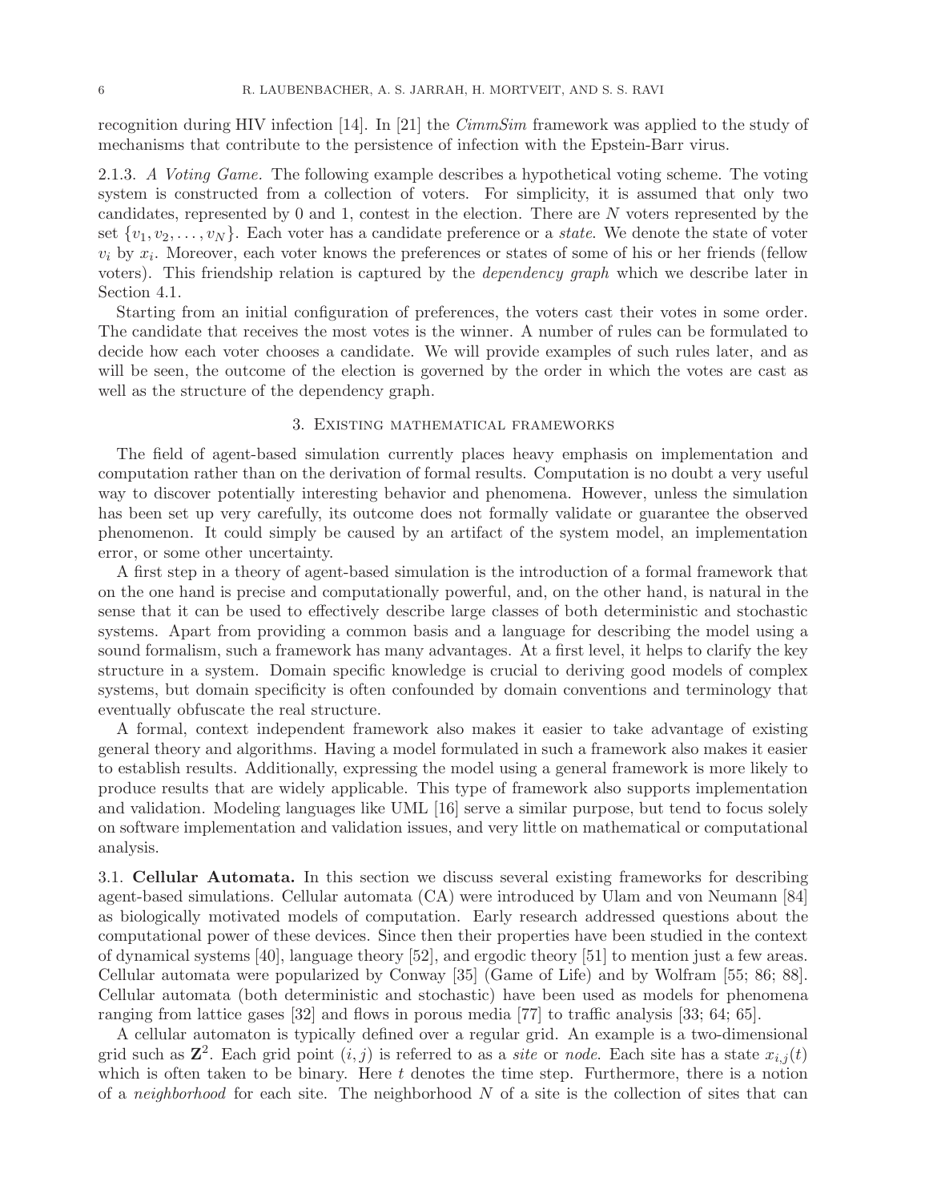recognition during HIV infection [14]. In [21] the *CimmSim* framework was applied to the study of mechanisms that contribute to the persistence of infection with the Epstein-Barr virus.

2.1.3. *A Voting Game.* The following example describes a hypothetical voting scheme. The voting system is constructed from a collection of voters. For simplicity, it is assumed that only two candidates, represented by 0 and 1, contest in the election. There are $N$ voters represented by the set $\{v_1, v_2, \ldots, v_N\}$. Each voter has a candidate preference or a *state*. We denote the state of voter $v_i$ by $x_i$. Moreover, each voter knows the preferences or states of some of his or her friends (fellow voters). This friendship relation is captured by the *dependency graph* which we describe later in Section 4.1.

Starting from an initial configuration of preferences, the voters cast their votes in some order. The candidate that receives the most votes is the winner. A number of rules can be formulated to decide how each voter chooses a candidate. We will provide examples of such rules later, and as will be seen, the outcome of the election is governed by the order in which the votes are cast as well as the structure of the dependency graph.

## 3. Existing mathematical frameworks

The field of agent-based simulation currently places heavy emphasis on implementation and computation rather than on the derivation of formal results. Computation is no doubt a very useful way to discover potentially interesting behavior and phenomena. However, unless the simulation has been set up very carefully, its outcome does not formally validate or guarantee the observed phenomenon. It could simply be caused by an artifact of the system model, an implementation error, or some other uncertainty.

A first step in a theory of agent-based simulation is the introduction of a formal framework that on the one hand is precise and computationally powerful, and, on the other hand, is natural in the sense that it can be used to effectively describe large classes of both deterministic and stochastic systems. Apart from providing a common basis and a language for describing the model using a sound formalism, such a framework has many advantages. At a first level, it helps to clarify the key structure in a system. Domain specific knowledge is crucial to deriving good models of complex systems, but domain specificity is often confounded by domain conventions and terminology that eventually obfuscate the real structure.

A formal, context independent framework also makes it easier to take advantage of existing general theory and algorithms. Having a model formulated in such a framework also makes it easier to establish results. Additionally, expressing the model using a general framework is more likely to produce results that are widely applicable. This type of framework also supports implementation and validation. Modeling languages like UML [16] serve a similar purpose, but tend to focus solely on software implementation and validation issues, and very little on mathematical or computational analysis.

3.1. **Cellular Automata.** In this section we discuss several existing frameworks for describing agent-based simulations. Cellular automata (CA) were introduced by Ulam and von Neumann [84] as biologically motivated models of computation. Early research addressed questions about the computational power of these devices. Since then their properties have been studied in the context of dynamical systems [40], language theory [52], and ergodic theory [51] to mention just a few areas. Cellular automata were popularized by Conway [35] (Game of Life) and by Wolfram [55; 86; 88]. Cellular automata (both deterministic and stochastic) have been used as models for phenomena ranging from lattice gases [32] and flows in porous media [77] to traffic analysis [33; 64; 65].

A cellular automaton is typically defined over a regular grid. An example is a two-dimensional grid such as $\mathbf{Z}^2$. Each grid point $(i, j)$ is referred to as a *site* or *node*. Each site has a state $x_{i,j}(t)$ which is often taken to be binary. Here $t$ denotes the time step. Furthermore, there is a notion of a *neighborhood* for each site. The neighborhood $N$ of a site is the collection of sites that can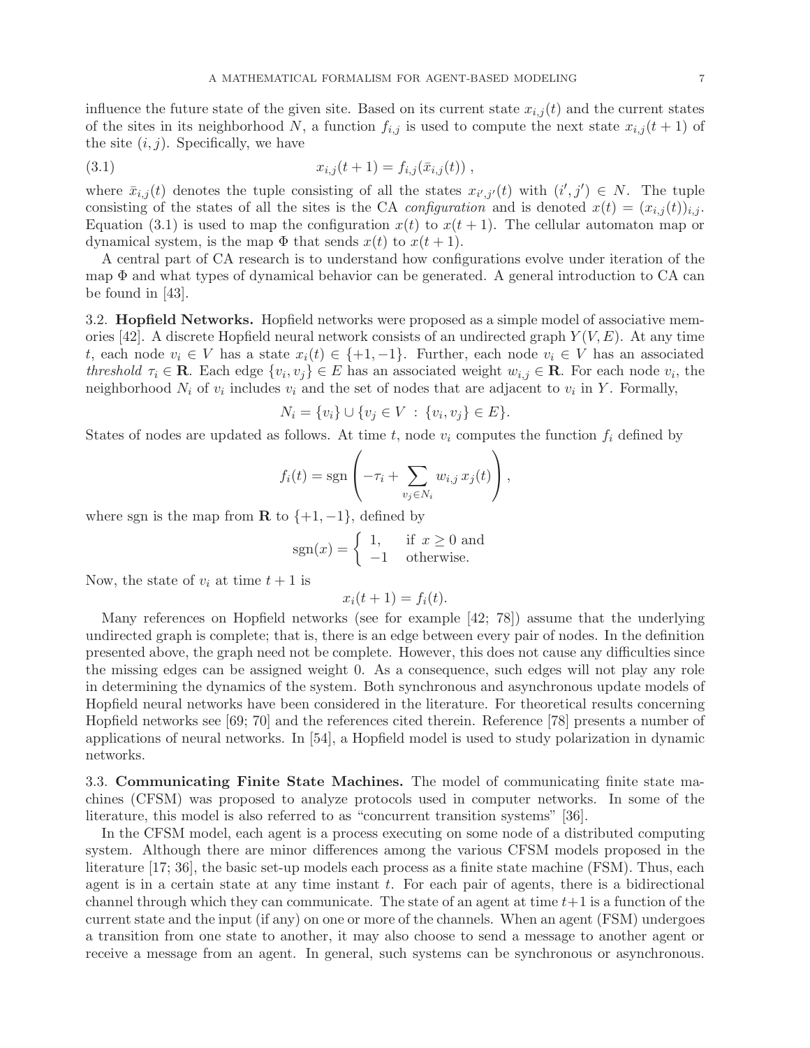influence the future state of the given site. Based on its current state $x_{i,j}(t)$ and the current states of the sites in its neighborhood $N$, a function $f_{i,j}$ is used to compute the next state $x_{i,j}(t+1)$ of the site $(i,j)$. Specifically, we have

$$x_{i,j}(t+1) = f_{i,j}(\bar{x}_{i,j}(t)) \;, \tag{3.1}$$

where $\bar{x}_{i,j}(t)$ denotes the tuple consisting of all the states $x_{i',j'}(t)$ with $(i',j') \in N$. The tuple consisting of the states of all the sites is the CA *configuration* and is denoted $x(t) = (x_{i,j}(t))_{i,j}$. Equation (3.1) is used to map the configuration $x(t)$ to $x(t+1)$. The cellular automaton map or dynamical system, is the map $\Phi$ that sends $x(t)$ to $x(t+1)$.

A central part of CA research is to understand how configurations evolve under iteration of the map $\Phi$ and what types of dynamical behavior can be generated. A general introduction to CA can be found in [43].

### 3.2. Hopfield Networks.

Hopfield networks were proposed as a simple model of associative memories [42]. A discrete Hopfield neural network consists of an undirected graph $Y(V,E)$. At any time $t$, each node $v_i \in V$ has a state $x_i(t) \in \{+1,-1\}$. Further, each node $v_i \in V$ has an associated *threshold* $\tau_i \in \mathbf{R}$. Each edge $\{v_i, v_j\} \in E$ has an associated weight $w_{i,j} \in \mathbf{R}$. For each node $v_i$, the neighborhood $N_i$ of $v_i$ includes $v_i$ and the set of nodes that are adjacent to $v_i$ in $Y$. Formally,

$$N_i = \{v_i\} \cup \{v_j \in V \;:\; \{v_i, v_j\} \in E\}.$$

States of nodes are updated as follows. At time $t$, node $v_i$ computes the function $f_i$ defined by

$$f_i(t) = \operatorname{sgn}\left(-\tau_i + \sum_{v_j \in N_i} w_{i,j}\, x_j(t)\right),$$

where sgn is the map from $\mathbf{R}$ to $\{+1,-1\}$, defined by

$$\operatorname{sgn}(x) = \begin{cases} 1, & \text{if } x \geq 0 \text{ and} \\ -1 & \text{otherwise.} \end{cases}$$

Now, the state of $v_i$ at time $t+1$ is

$$x_i(t+1) = f_i(t).$$

Many references on Hopfield networks (see for example [42; 78]) assume that the underlying undirected graph is complete; that is, there is an edge between every pair of nodes. In the definition presented above, the graph need not be complete. However, this does not cause any difficulties since the missing edges can be assigned weight 0. As a consequence, such edges will not play any role in determining the dynamics of the system. Both synchronous and asynchronous update models of Hopfield neural networks have been considered in the literature. For theoretical results concerning Hopfield networks see [69; 70] and the references cited therein. Reference [78] presents a number of applications of neural networks. In [54], a Hopfield model is used to study polarization in dynamic networks.

### 3.3. Communicating Finite State Machines.

The model of communicating finite state machines (CFSM) was proposed to analyze protocols used in computer networks. In some of the literature, this model is also referred to as "concurrent transition systems" [36].

In the CFSM model, each agent is a process executing on some node of a distributed computing system. Although there are minor differences among the various CFSM models proposed in the literature [17; 36], the basic set-up models each process as a finite state machine (FSM). Thus, each agent is in a certain state at any time instant $t$. For each pair of agents, there is a bidirectional channel through which they can communicate. The state of an agent at time $t+1$ is a function of the current state and the input (if any) on one or more of the channels. When an agent (FSM) undergoes a transition from one state to another, it may also choose to send a message to another agent or receive a message from an agent. In general, such systems can be synchronous or asynchronous.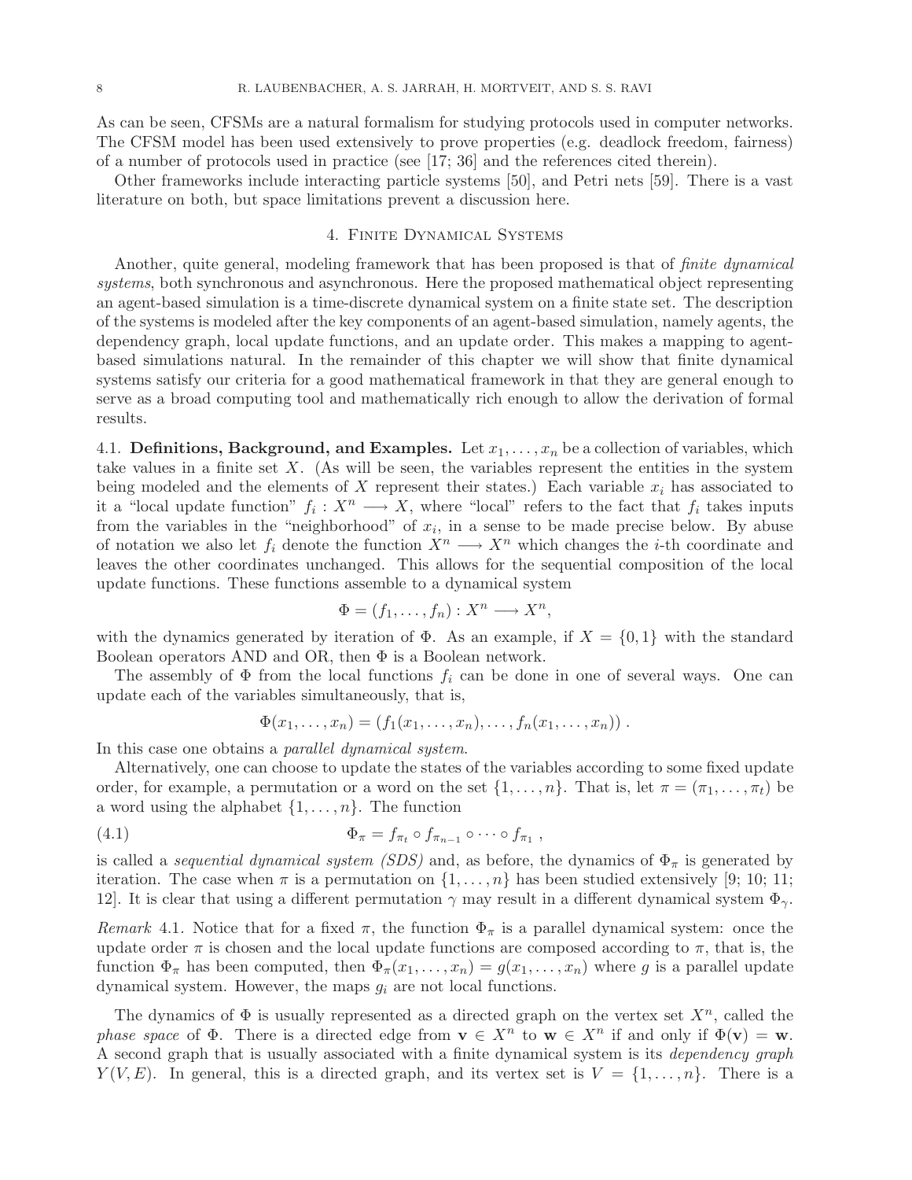As can be seen, CFSMs are a natural formalism for studying protocols used in computer networks. The CFSM model has been used extensively to prove properties (e.g. deadlock freedom, fairness) of a number of protocols used in practice (see [17; 36] and the references cited therein).

Other frameworks include interacting particle systems [50], and Petri nets [59]. There is a vast literature on both, but space limitations prevent a discussion here.

## 4. Finite Dynamical Systems

Another, quite general, modeling framework that has been proposed is that of *finite dynamical systems*, both synchronous and asynchronous. Here the proposed mathematical object representing an agent-based simulation is a time-discrete dynamical system on a finite state set. The description of the systems is modeled after the key components of an agent-based simulation, namely agents, the dependency graph, local update functions, and an update order. This makes a mapping to agent-based simulations natural. In the remainder of this chapter we will show that finite dynamical systems satisfy our criteria for a good mathematical framework in that they are general enough to serve as a broad computing tool and mathematically rich enough to allow the derivation of formal results.

### 4.1. Definitions, Background, and Examples.

Let $x_1, \ldots, x_n$ be a collection of variables, which take values in a finite set $X$. (As will be seen, the variables represent the entities in the system being modeled and the elements of $X$ represent their states.) Each variable $x_i$ has associated to it a "local update function" $f_i : X^n \longrightarrow X$, where "local" refers to the fact that $f_i$ takes inputs from the variables in the "neighborhood" of $x_i$, in a sense to be made precise below. By abuse of notation we also let $f_i$ denote the function $X^n \longrightarrow X^n$ which changes the $i$-th coordinate and leaves the other coordinates unchanged. This allows for the sequential composition of the local update functions. These functions assemble to a dynamical system

$$\Phi = (f_1, \ldots, f_n) : X^n \longrightarrow X^n,$$

with the dynamics generated by iteration of $\Phi$. As an example, if $X = \{0, 1\}$ with the standard Boolean operators AND and OR, then $\Phi$ is a Boolean network.

The assembly of $\Phi$ from the local functions $f_i$ can be done in one of several ways. One can update each of the variables simultaneously, that is,

$$\Phi(x_1, \ldots, x_n) = (f_1(x_1, \ldots, x_n), \ldots, f_n(x_1, \ldots, x_n)) .$$

In this case one obtains a *parallel dynamical system*.

Alternatively, one can choose to update the states of the variables according to some fixed update order, for example, a permutation or a word on the set $\{1, \ldots, n\}$. That is, let $\pi = (\pi_1, \ldots, \pi_t)$ be a word using the alphabet $\{1, \ldots, n\}$. The function

$$\Phi_\pi = f_{\pi_t} \circ f_{\pi_{n-1}} \circ \cdots \circ f_{\pi_1} , \tag{4.1}$$

is called a *sequential dynamical system (SDS)* and, as before, the dynamics of $\Phi_\pi$ is generated by iteration. The case when $\pi$ is a permutation on $\{1, \ldots, n\}$ has been studied extensively [9; 10; 11; 12]. It is clear that using a different permutation $\gamma$ may result in a different dynamical system $\Phi_\gamma$.

*Remark* 4.1. Notice that for a fixed $\pi$, the function $\Phi_\pi$ is a parallel dynamical system: once the update order $\pi$ is chosen and the local update functions are composed according to $\pi$, that is, the function $\Phi_\pi$ has been computed, then $\Phi_\pi(x_1, \ldots, x_n) = g(x_1, \ldots, x_n)$ where $g$ is a parallel update dynamical system. However, the maps $g_i$ are not local functions.

The dynamics of $\Phi$ is usually represented as a directed graph on the vertex set $X^n$, called the *phase space* of $\Phi$. There is a directed edge from $\mathbf{v} \in X^n$ to $\mathbf{w} \in X^n$ if and only if $\Phi(\mathbf{v}) = \mathbf{w}$. A second graph that is usually associated with a finite dynamical system is its *dependency graph* $Y(V, E)$. In general, this is a directed graph, and its vertex set is $V = \{1, \ldots, n\}$. There is a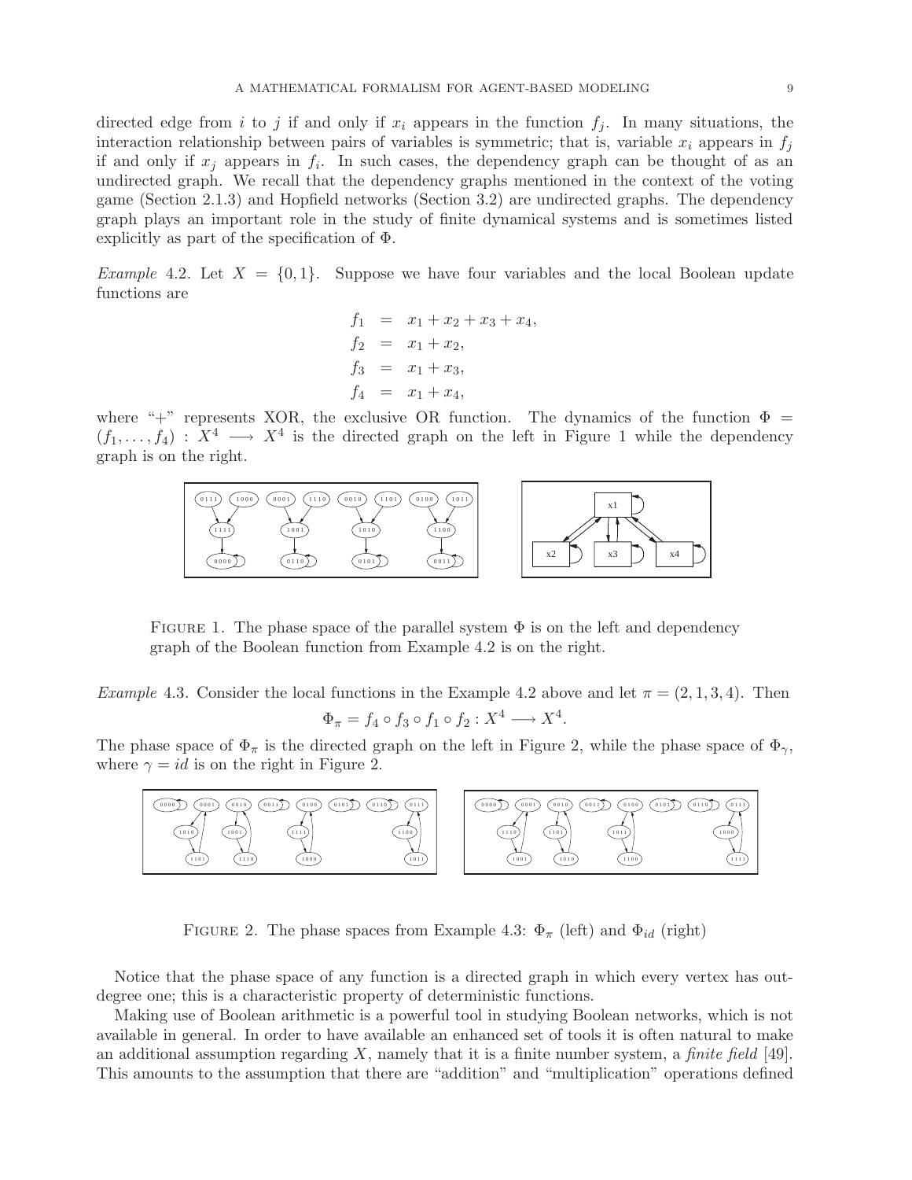directed edge from $i$ to $j$ if and only if $x_i$ appears in the function $f_j$. In many situations, the interaction relationship between pairs of variables is symmetric; that is, variable $x_i$ appears in $f_j$ if and only if $x_j$ appears in $f_i$. In such cases, the dependency graph can be thought of as an undirected graph. We recall that the dependency graphs mentioned in the context of the voting game (Section 2.1.3) and Hopfield networks (Section 3.2) are undirected graphs. The dependency graph plays an important role in the study of finite dynamical systems and is sometimes listed explicitly as part of the specification of $\Phi$.

*Example* 4.2. Let $X = \{0, 1\}$. Suppose we have four variables and the local Boolean update functions are

$$
\begin{aligned}
f_1 &= x_1 + x_2 + x_3 + x_4, \\
f_2 &= x_1 + x_2, \\
f_3 &= x_1 + x_3, \\
f_4 &= x_1 + x_4,
\end{aligned}
$$

where "+" represents XOR, the exclusive OR function. The dynamics of the function $\Phi = (f_1, \ldots, f_4) : X^4 \longrightarrow X^4$ is the directed graph on the left in Figure 1 while the dependency graph is on the right.

FIGURE 1. The phase space of the parallel system $\Phi$ is on the left and dependency graph of the Boolean function from Example 4.2 is on the right.

*Example* 4.3. Consider the local functions in the Example 4.2 above and let $\pi = (2, 1, 3, 4)$. Then

$$\Phi_\pi = f_4 \circ f_3 \circ f_1 \circ f_2 : X^4 \longrightarrow X^4.$$

The phase space of $\Phi_\pi$ is the directed graph on the left in Figure 2, while the phase space of $\Phi_\gamma$, where $\gamma = id$ is on the right in Figure 2.

FIGURE 2. The phase spaces from Example 4.3: $\Phi_\pi$ (left) and $\Phi_{id}$ (right)

Notice that the phase space of any function is a directed graph in which every vertex has out-degree one; this is a characteristic property of deterministic functions.

Making use of Boolean arithmetic is a powerful tool in studying Boolean networks, which is not available in general. In order to have available an enhanced set of tools it is often natural to make an additional assumption regarding $X$, namely that it is a finite number system, a *finite field* [49]. This amounts to the assumption that there are "addition" and "multiplication" operations defined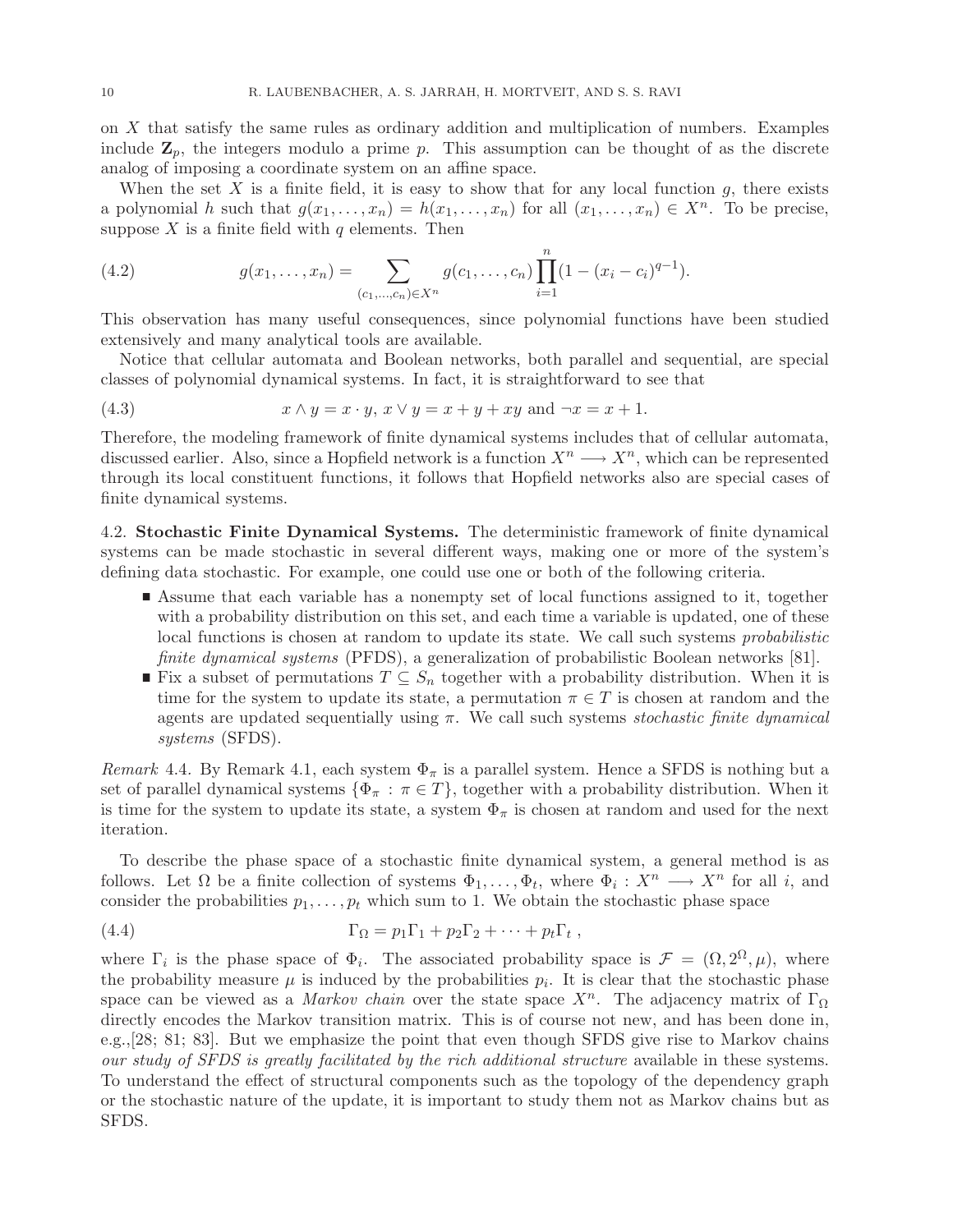on $X$ that satisfy the same rules as ordinary addition and multiplication of numbers. Examples include $\mathbf{Z}_p$, the integers modulo a prime $p$. This assumption can be thought of as the discrete analog of imposing a coordinate system on an affine space.

When the set $X$ is a finite field, it is easy to show that for any local function $g$, there exists a polynomial $h$ such that $g(x_1, \ldots, x_n) = h(x_1, \ldots, x_n)$ for all $(x_1, \ldots, x_n) \in X^n$. To be precise, suppose $X$ is a finite field with $q$ elements. Then

$$g(x_1, \ldots, x_n) = \sum_{(c_1, \ldots, c_n) \in X^n} g(c_1, \ldots, c_n) \prod_{i=1}^{n} (1 - (x_i - c_i)^{q-1}). \tag{4.2}$$

This observation has many useful consequences, since polynomial functions have been studied extensively and many analytical tools are available.

Notice that cellular automata and Boolean networks, both parallel and sequential, are special classes of polynomial dynamical systems. In fact, it is straightforward to see that

$$x \wedge y = x \cdot y,\ x \vee y = x + y + xy \text{ and } \neg x = x + 1. \tag{4.3}$$

Therefore, the modeling framework of finite dynamical systems includes that of cellular automata, discussed earlier. Also, since a Hopfield network is a function $X^n \longrightarrow X^n$, which can be represented through its local constituent functions, it follows that Hopfield networks also are special cases of finite dynamical systems.

**4.2. Stochastic Finite Dynamical Systems.** The deterministic framework of finite dynamical systems can be made stochastic in several different ways, making one or more of the system's defining data stochastic. For example, one could use one or both of the following criteria.

- Assume that each variable has a nonempty set of local functions assigned to it, together with a probability distribution on this set, and each time a variable is updated, one of these local functions is chosen at random to update its state. We call such systems *probabilistic finite dynamical systems* (PFDS), a generalization of probabilistic Boolean networks [81].
- Fix a subset of permutations $T \subseteq S_n$ together with a probability distribution. When it is time for the system to update its state, a permutation $\pi \in T$ is chosen at random and the agents are updated sequentially using $\pi$. We call such systems *stochastic finite dynamical systems* (SFDS).

*Remark* 4.4. By Remark 4.1, each system $\Phi_\pi$ is a parallel system. Hence a SFDS is nothing but a set of parallel dynamical systems $\{\Phi_\pi : \pi \in T\}$, together with a probability distribution. When it is time for the system to update its state, a system $\Phi_\pi$ is chosen at random and used for the next iteration.

To describe the phase space of a stochastic finite dynamical system, a general method is as follows. Let $\Omega$ be a finite collection of systems $\Phi_1, \ldots, \Phi_t$, where $\Phi_i : X^n \longrightarrow X^n$ for all $i$, and consider the probabilities $p_1, \ldots, p_t$ which sum to 1. We obtain the stochastic phase space

$$\Gamma_\Omega = p_1\Gamma_1 + p_2\Gamma_2 + \cdots + p_t\Gamma_t\ , \tag{4.4}$$

where $\Gamma_i$ is the phase space of $\Phi_i$. The associated probability space is $\mathcal{F} = (\Omega, 2^\Omega, \mu)$, where the probability measure $\mu$ is induced by the probabilities $p_i$. It is clear that the stochastic phase space can be viewed as a *Markov chain* over the state space $X^n$. The adjacency matrix of $\Gamma_\Omega$ directly encodes the Markov transition matrix. This is of course not new, and has been done in, e.g.,[28; 81; 83]. But we emphasize the point that even though SFDS give rise to Markov chains *our study of SFDS is greatly facilitated by the rich additional structure* available in these systems. To understand the effect of structural components such as the topology of the dependency graph or the stochastic nature of the update, it is important to study them not as Markov chains but as SFDS.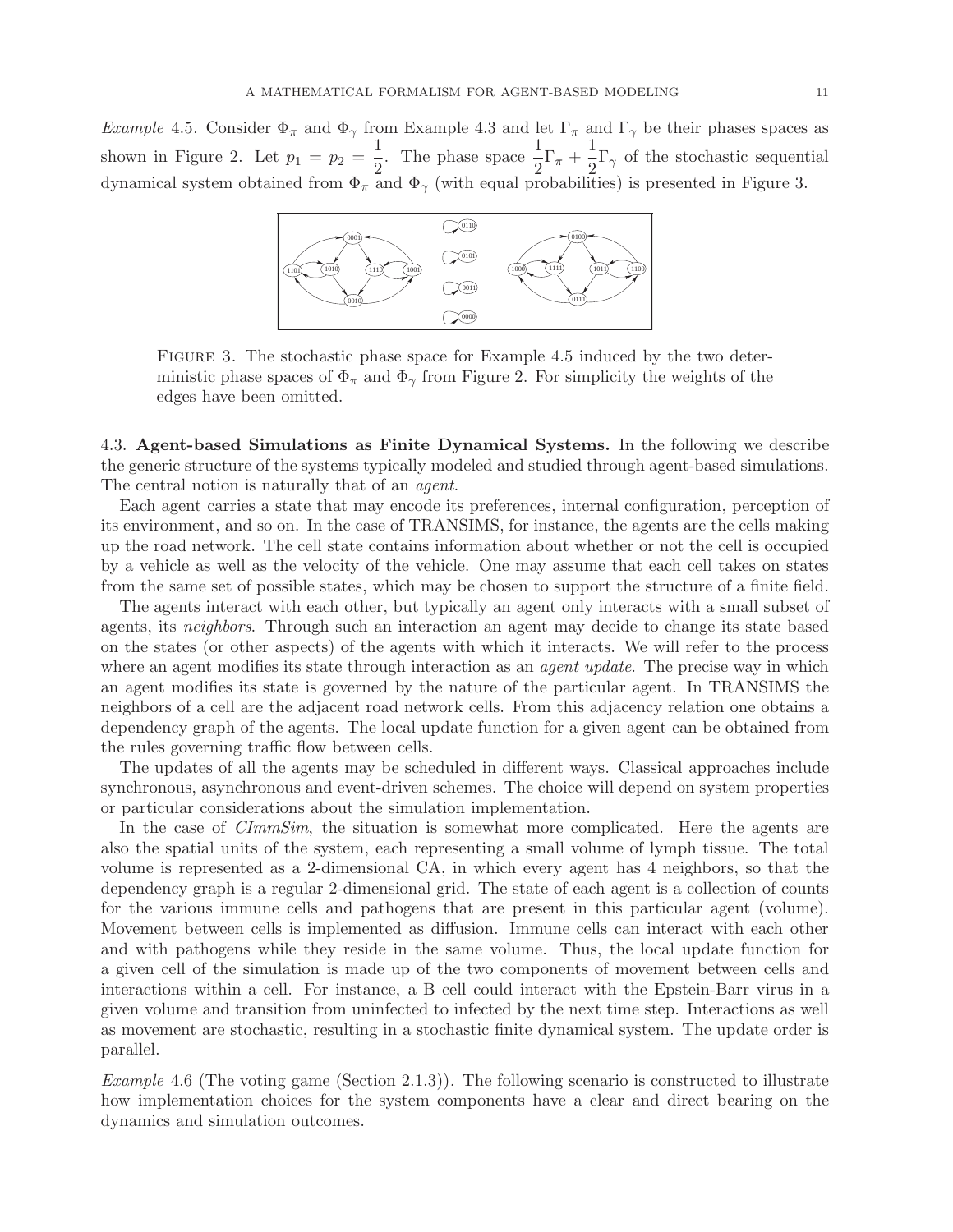*Example* 4.5. Consider $\Phi_\pi$ and $\Phi_\gamma$ from Example 4.3 and let $\Gamma_\pi$ and $\Gamma_\gamma$ be their phases spaces as shown in Figure 2. Let $p_1 = p_2 = \frac{1}{2}$. The phase space $\frac{1}{2}\Gamma_\pi + \frac{1}{2}\Gamma_\gamma$ of the stochastic sequential dynamical system obtained from $\Phi_\pi$ and $\Phi_\gamma$ (with equal probabilities) is presented in Figure 3.

FIGURE 3. The stochastic phase space for Example 4.5 induced by the two deterministic phase spaces of $\Phi_\pi$ and $\Phi_\gamma$ from Figure 2. For simplicity the weights of the edges have been omitted.

### 4.3. Agent-based Simulations as Finite Dynamical Systems.

In the following we describe the generic structure of the systems typically modeled and studied through agent-based simulations. The central notion is naturally that of an *agent*.

Each agent carries a state that may encode its preferences, internal configuration, perception of its environment, and so on. In the case of TRANSIMS, for instance, the agents are the cells making up the road network. The cell state contains information about whether or not the cell is occupied by a vehicle as well as the velocity of the vehicle. One may assume that each cell takes on states from the same set of possible states, which may be chosen to support the structure of a finite field.

The agents interact with each other, but typically an agent only interacts with a small subset of agents, its *neighbors*. Through such an interaction an agent may decide to change its state based on the states (or other aspects) of the agents with which it interacts. We will refer to the process where an agent modifies its state through interaction as an *agent update*. The precise way in which an agent modifies its state is governed by the nature of the particular agent. In TRANSIMS the neighbors of a cell are the adjacent road network cells. From this adjacency relation one obtains a dependency graph of the agents. The local update function for a given agent can be obtained from the rules governing traffic flow between cells.

The updates of all the agents may be scheduled in different ways. Classical approaches include synchronous, asynchronous and event-driven schemes. The choice will depend on system properties or particular considerations about the simulation implementation.

In the case of *CImmSim*, the situation is somewhat more complicated. Here the agents are also the spatial units of the system, each representing a small volume of lymph tissue. The total volume is represented as a 2-dimensional CA, in which every agent has 4 neighbors, so that the dependency graph is a regular 2-dimensional grid. The state of each agent is a collection of counts for the various immune cells and pathogens that are present in this particular agent (volume). Movement between cells is implemented as diffusion. Immune cells can interact with each other and with pathogens while they reside in the same volume. Thus, the local update function for a given cell of the simulation is made up of the two components of movement between cells and interactions within a cell. For instance, a B cell could interact with the Epstein-Barr virus in a given volume and transition from uninfected to infected by the next time step. Interactions as well as movement are stochastic, resulting in a stochastic finite dynamical system. The update order is parallel.

*Example* 4.6 (The voting game (Section 2.1.3)). The following scenario is constructed to illustrate how implementation choices for the system components have a clear and direct bearing on the dynamics and simulation outcomes.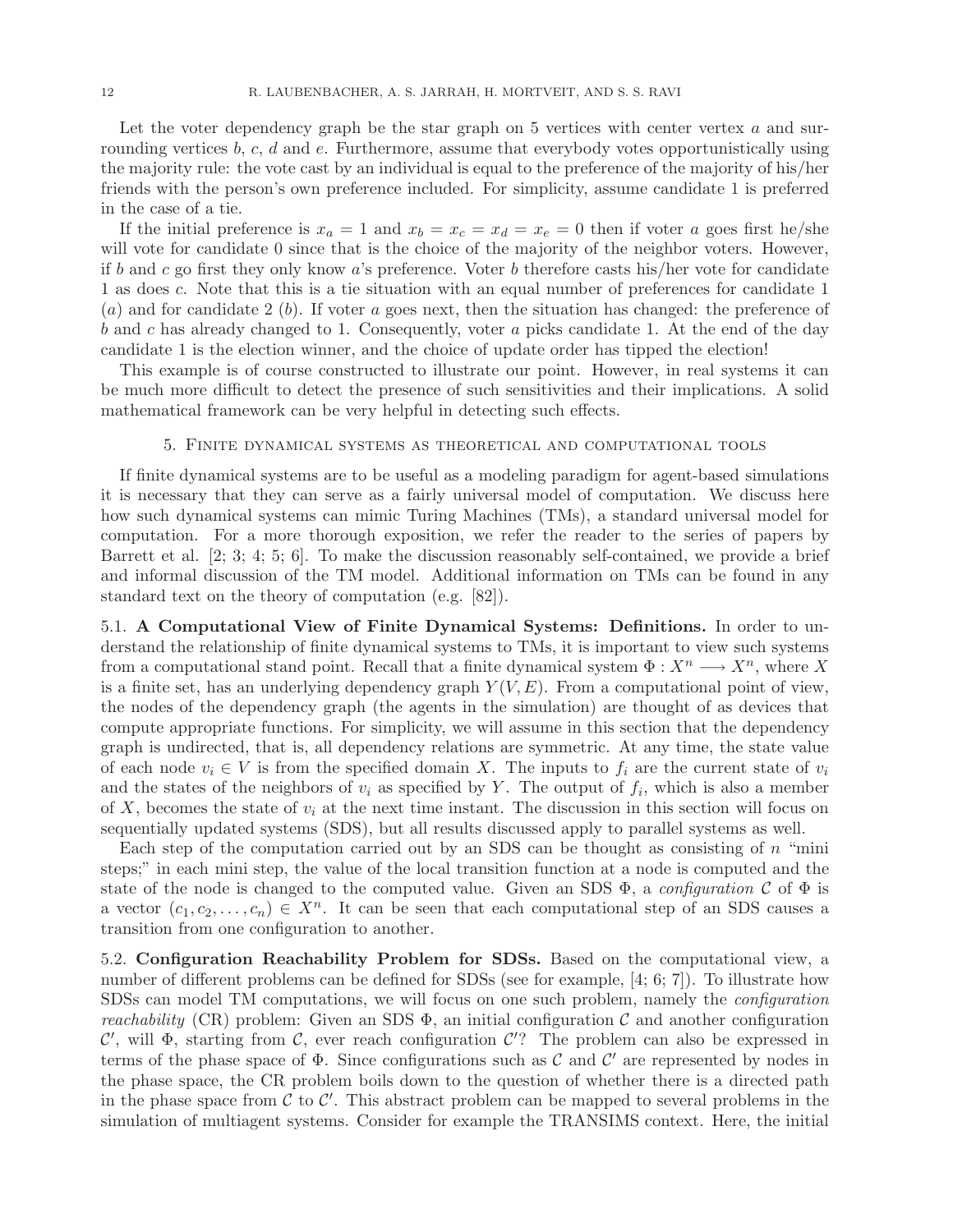Let the voter dependency graph be the star graph on 5 vertices with center vertex $a$ and surrounding vertices $b$, $c$, $d$ and $e$. Furthermore, assume that everybody votes opportunistically using the majority rule: the vote cast by an individual is equal to the preference of the majority of his/her friends with the person's own preference included. For simplicity, assume candidate 1 is preferred in the case of a tie.

If the initial preference is $x_a = 1$ and $x_b = x_c = x_d = x_e = 0$ then if voter $a$ goes first he/she will vote for candidate 0 since that is the choice of the majority of the neighbor voters. However, if $b$ and $c$ go first they only know $a$'s preference. Voter $b$ therefore casts his/her vote for candidate 1 as does $c$. Note that this is a tie situation with an equal number of preferences for candidate 1 ($a$) and for candidate 2 ($b$). If voter $a$ goes next, then the situation has changed: the preference of $b$ and $c$ has already changed to 1. Consequently, voter $a$ picks candidate 1. At the end of the day candidate 1 is the election winner, and the choice of update order has tipped the election!

This example is of course constructed to illustrate our point. However, in real systems it can be much more difficult to detect the presence of such sensitivities and their implications. A solid mathematical framework can be very helpful in detecting such effects.

## 5. Finite dynamical systems as theoretical and computational tools

If finite dynamical systems are to be useful as a modeling paradigm for agent-based simulations it is necessary that they can serve as a fairly universal model of computation. We discuss here how such dynamical systems can mimic Turing Machines (TMs), a standard universal model for computation. For a more thorough exposition, we refer the reader to the series of papers by Barrett et al. [2; 3; 4; 5; 6]. To make the discussion reasonably self-contained, we provide a brief and informal discussion of the TM model. Additional information on TMs can be found in any standard text on the theory of computation (e.g. [82]).

**5.1. A Computational View of Finite Dynamical Systems: Definitions.** In order to understand the relationship of finite dynamical systems to TMs, it is important to view such systems from a computational stand point. Recall that a finite dynamical system $\Phi : X^n \longrightarrow X^n$, where $X$ is a finite set, has an underlying dependency graph $Y(V, E)$. From a computational point of view, the nodes of the dependency graph (the agents in the simulation) are thought of as devices that compute appropriate functions. For simplicity, we will assume in this section that the dependency graph is undirected, that is, all dependency relations are symmetric. At any time, the state value of each node $v_i \in V$ is from the specified domain $X$. The inputs to $f_i$ are the current state of $v_i$ and the states of the neighbors of $v_i$ as specified by $Y$. The output of $f_i$, which is also a member of $X$, becomes the state of $v_i$ at the next time instant. The discussion in this section will focus on sequentially updated systems (SDS), but all results discussed apply to parallel systems as well.

Each step of the computation carried out by an SDS can be thought as consisting of $n$ "mini steps;" in each mini step, the value of the local transition function at a node is computed and the state of the node is changed to the computed value. Given an SDS $\Phi$, a *configuration* $\mathcal{C}$ of $\Phi$ is a vector $(c_1, c_2, \ldots, c_n) \in X^n$. It can be seen that each computational step of an SDS causes a transition from one configuration to another.

**5.2. Configuration Reachability Problem for SDSs.** Based on the computational view, a number of different problems can be defined for SDSs (see for example, [4; 6; 7]). To illustrate how SDSs can model TM computations, we will focus on one such problem, namely the *configuration reachability* (CR) problem: Given an SDS $\Phi$, an initial configuration $\mathcal{C}$ and another configuration $\mathcal{C}'$, will $\Phi$, starting from $\mathcal{C}$, ever reach configuration $\mathcal{C}'$? The problem can also be expressed in terms of the phase space of $\Phi$. Since configurations such as $\mathcal{C}$ and $\mathcal{C}'$ are represented by nodes in the phase space, the CR problem boils down to the question of whether there is a directed path in the phase space from $\mathcal{C}$ to $\mathcal{C}'$. This abstract problem can be mapped to several problems in the simulation of multiagent systems. Consider for example the TRANSIMS context. Here, the initial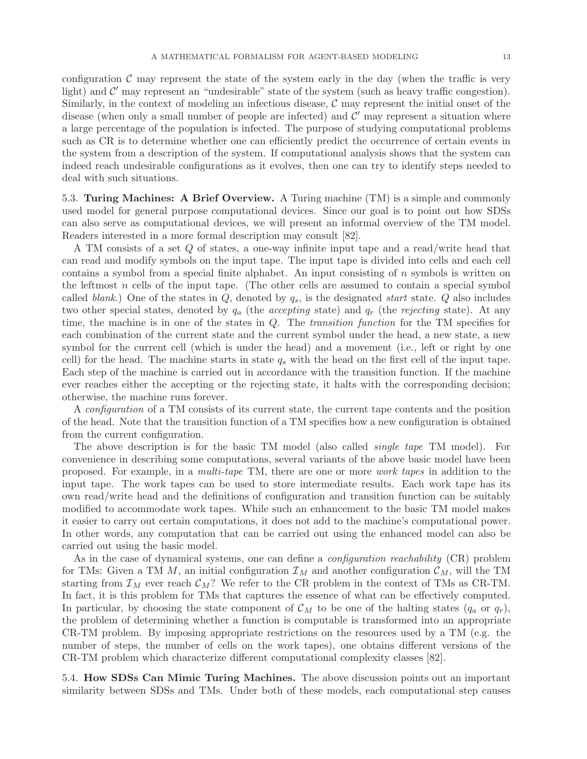configuration $\mathcal{C}$ may represent the state of the system early in the day (when the traffic is very light) and $\mathcal{C}'$ may represent an "undesirable" state of the system (such as heavy traffic congestion). Similarly, in the context of modeling an infectious disease, $\mathcal{C}$ may represent the initial onset of the disease (when only a small number of people are infected) and $\mathcal{C}'$ may represent a situation where a large percentage of the population is infected. The purpose of studying computational problems such as CR is to determine whether one can efficiently predict the occurrence of certain events in the system from a description of the system. If computational analysis shows that the system can indeed reach undesirable configurations as it evolves, then one can try to identify steps needed to deal with such situations.

5.3. **Turing Machines: A Brief Overview.** A Turing machine (TM) is a simple and commonly used model for general purpose computational devices. Since our goal is to point out how SDSs can also serve as computational devices, we will present an informal overview of the TM model. Readers interested in a more formal description may consult [82].

A TM consists of a set $Q$ of states, a one-way infinite input tape and a read/write head that can read and modify symbols on the input tape. The input tape is divided into cells and each cell contains a symbol from a special finite alphabet. An input consisting of $n$ symbols is written on the leftmost $n$ cells of the input tape. (The other cells are assumed to contain a special symbol called *blank*.) One of the states in $Q$, denoted by $q_s$, is the designated *start* state. $Q$ also includes two other special states, denoted by $q_a$ (the *accepting* state) and $q_r$ (the *rejecting* state). At any time, the machine is in one of the states in $Q$. The *transition function* for the TM specifies for each combination of the current state and the current symbol under the head, a new state, a new symbol for the current cell (which is under the head) and a movement (i.e., left or right by one cell) for the head. The machine starts in state $q_s$ with the head on the first cell of the input tape. Each step of the machine is carried out in accordance with the transition function. If the machine ever reaches either the accepting or the rejecting state, it halts with the corresponding decision; otherwise, the machine runs forever.

A *configuration* of a TM consists of its current state, the current tape contents and the position of the head. Note that the transition function of a TM specifies how a new configuration is obtained from the current configuration.

The above description is for the basic TM model (also called *single tape* TM model). For convenience in describing some computations, several variants of the above basic model have been proposed. For example, in a *multi-tape* TM, there are one or more *work tapes* in addition to the input tape. The work tapes can be used to store intermediate results. Each work tape has its own read/write head and the definitions of configuration and transition function can be suitably modified to accommodate work tapes. While such an enhancement to the basic TM model makes it easier to carry out certain computations, it does not add to the machine's computational power. In other words, any computation that can be carried out using the enhanced model can also be carried out using the basic model.

As in the case of dynamical systems, one can define a *configuration reachability* (CR) problem for TMs: Given a TM $M$, an initial configuration $\mathcal{I}_M$ and another configuration $\mathcal{C}_M$, will the TM starting from $\mathcal{I}_M$ ever reach $\mathcal{C}_M$? We refer to the CR problem in the context of TMs as CR-TM. In fact, it is this problem for TMs that captures the essence of what can be effectively computed. In particular, by choosing the state component of $\mathcal{C}_M$ to be one of the halting states ($q_a$ or $q_r$), the problem of determining whether a function is computable is transformed into an appropriate CR-TM problem. By imposing appropriate restrictions on the resources used by a TM (e.g. the number of steps, the number of cells on the work tapes), one obtains different versions of the CR-TM problem which characterize different computational complexity classes [82].

5.4. **How SDSs Can Mimic Turing Machines.** The above discussion points out an important similarity between SDSs and TMs. Under both of these models, each computational step causes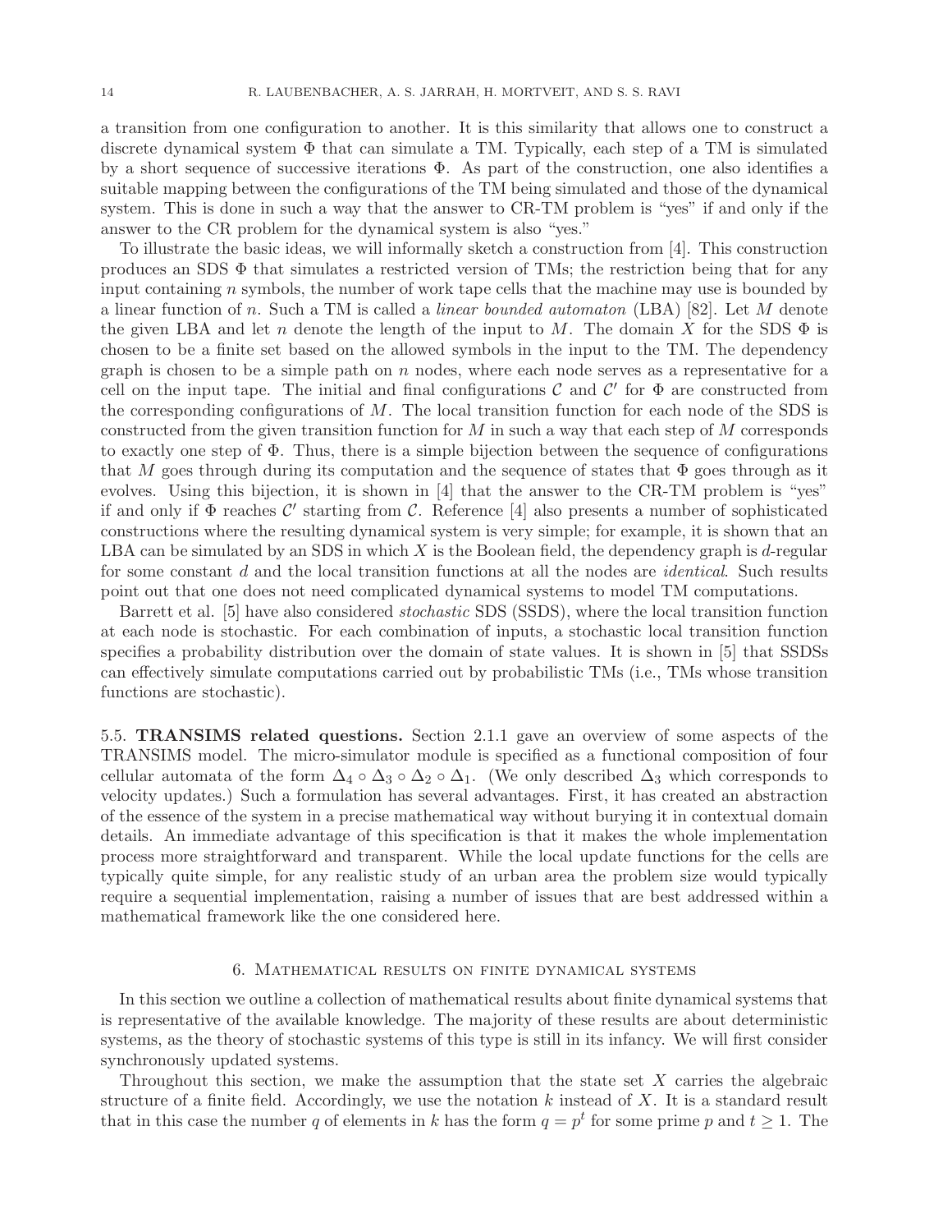a transition from one configuration to another. It is this similarity that allows one to construct a discrete dynamical system $\Phi$ that can simulate a TM. Typically, each step of a TM is simulated by a short sequence of successive iterations $\Phi$. As part of the construction, one also identifies a suitable mapping between the configurations of the TM being simulated and those of the dynamical system. This is done in such a way that the answer to CR-TM problem is "yes" if and only if the answer to the CR problem for the dynamical system is also "yes."

To illustrate the basic ideas, we will informally sketch a construction from [4]. This construction produces an SDS $\Phi$ that simulates a restricted version of TMs; the restriction being that for any input containing $n$ symbols, the number of work tape cells that the machine may use is bounded by a linear function of $n$. Such a TM is called a *linear bounded automaton* (LBA) [82]. Let $M$ denote the given LBA and let $n$ denote the length of the input to $M$. The domain $X$ for the SDS $\Phi$ is chosen to be a finite set based on the allowed symbols in the input to the TM. The dependency graph is chosen to be a simple path on $n$ nodes, where each node serves as a representative for a cell on the input tape. The initial and final configurations $\mathcal{C}$ and $\mathcal{C}'$ for $\Phi$ are constructed from the corresponding configurations of $M$. The local transition function for each node of the SDS is constructed from the given transition function for $M$ in such a way that each step of $M$ corresponds to exactly one step of $\Phi$. Thus, there is a simple bijection between the sequence of configurations that $M$ goes through during its computation and the sequence of states that $\Phi$ goes through as it evolves. Using this bijection, it is shown in [4] that the answer to the CR-TM problem is "yes" if and only if $\Phi$ reaches $\mathcal{C}'$ starting from $\mathcal{C}$. Reference [4] also presents a number of sophisticated constructions where the resulting dynamical system is very simple; for example, it is shown that an LBA can be simulated by an SDS in which $X$ is the Boolean field, the dependency graph is $d$-regular for some constant $d$ and the local transition functions at all the nodes are *identical*. Such results point out that one does not need complicated dynamical systems to model TM computations.

Barrett et al. [5] have also considered *stochastic* SDS (SSDS), where the local transition function at each node is stochastic. For each combination of inputs, a stochastic local transition function specifies a probability distribution over the domain of state values. It is shown in [5] that SSDSs can effectively simulate computations carried out by probabilistic TMs (i.e., TMs whose transition functions are stochastic).

5.5. **TRANSIMS related questions.** Section 2.1.1 gave an overview of some aspects of the TRANSIMS model. The micro-simulator module is specified as a functional composition of four cellular automata of the form $\Delta_4 \circ \Delta_3 \circ \Delta_2 \circ \Delta_1$. (We only described $\Delta_3$ which corresponds to velocity updates.) Such a formulation has several advantages. First, it has created an abstraction of the essence of the system in a precise mathematical way without burying it in contextual domain details. An immediate advantage of this specification is that it makes the whole implementation process more straightforward and transparent. While the local update functions for the cells are typically quite simple, for any realistic study of an urban area the problem size would typically require a sequential implementation, raising a number of issues that are best addressed within a mathematical framework like the one considered here.

## 6. Mathematical results on finite dynamical systems

In this section we outline a collection of mathematical results about finite dynamical systems that is representative of the available knowledge. The majority of these results are about deterministic systems, as the theory of stochastic systems of this type is still in its infancy. We will first consider synchronously updated systems.

Throughout this section, we make the assumption that the state set $X$ carries the algebraic structure of a finite field. Accordingly, we use the notation $k$ instead of $X$. It is a standard result that in this case the number $q$ of elements in $k$ has the form $q = p^t$ for some prime $p$ and $t \geq 1$. The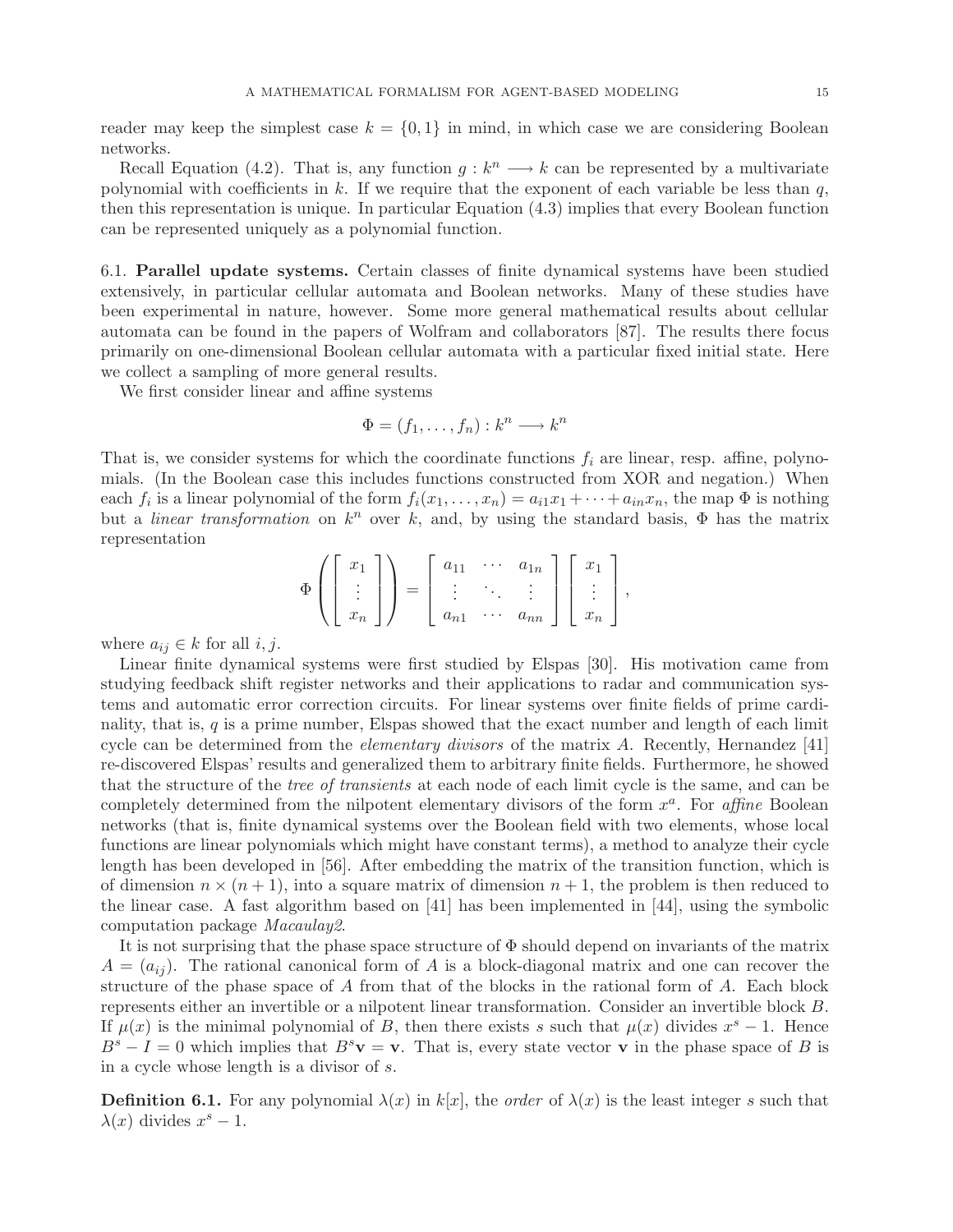reader may keep the simplest case $k = \{0, 1\}$ in mind, in which case we are considering Boolean networks.

Recall Equation (4.2). That is, any function $g : k^n \longrightarrow k$ can be represented by a multivariate polynomial with coefficients in $k$. If we require that the exponent of each variable be less than $q$, then this representation is unique. In particular Equation (4.3) implies that every Boolean function can be represented uniquely as a polynomial function.

## 6.1. Parallel update systems.

Certain classes of finite dynamical systems have been studied extensively, in particular cellular automata and Boolean networks. Many of these studies have been experimental in nature, however. Some more general mathematical results about cellular automata can be found in the papers of Wolfram and collaborators [87]. The results there focus primarily on one-dimensional Boolean cellular automata with a particular fixed initial state. Here we collect a sampling of more general results.

We first consider linear and affine systems

$$\Phi = (f_1, \ldots, f_n) : k^n \longrightarrow k^n$$

That is, we consider systems for which the coordinate functions $f_i$ are linear, resp. affine, polynomials. (In the Boolean case this includes functions constructed from XOR and negation.) When each $f_i$ is a linear polynomial of the form $f_i(x_1, \ldots, x_n) = a_{i1}x_1 + \cdots + a_{in}x_n$, the map $\Phi$ is nothing but a *linear transformation* on $k^n$ over $k$, and, by using the standard basis, $\Phi$ has the matrix representation

$$\Phi \left( \begin{bmatrix} x_1 \\ \vdots \\ x_n \end{bmatrix} \right) = \begin{bmatrix} a_{11} & \cdots & a_{1n} \\ \vdots & \ddots & \vdots \\ a_{n1} & \cdots & a_{nn} \end{bmatrix} \begin{bmatrix} x_1 \\ \vdots \\ x_n \end{bmatrix},$$

where $a_{ij} \in k$ for all $i, j$.

Linear finite dynamical systems were first studied by Elspas [30]. His motivation came from studying feedback shift register networks and their applications to radar and communication systems and automatic error correction circuits. For linear systems over finite fields of prime cardinality, that is, $q$ is a prime number, Elspas showed that the exact number and length of each limit cycle can be determined from the *elementary divisors* of the matrix $A$. Recently, Hernandez [41] re-discovered Elspas' results and generalized them to arbitrary finite fields. Furthermore, he showed that the structure of the *tree of transients* at each node of each limit cycle is the same, and can be completely determined from the nilpotent elementary divisors of the form $x^a$. For *affine* Boolean networks (that is, finite dynamical systems over the Boolean field with two elements, whose local functions are linear polynomials which might have constant terms), a method to analyze their cycle length has been developed in [56]. After embedding the matrix of the transition function, which is of dimension $n \times (n + 1)$, into a square matrix of dimension $n + 1$, the problem is then reduced to the linear case. A fast algorithm based on [41] has been implemented in [44], using the symbolic computation package *Macaulay2*.

It is not surprising that the phase space structure of $\Phi$ should depend on invariants of the matrix $A = (a_{ij})$. The rational canonical form of $A$ is a block-diagonal matrix and one can recover the structure of the phase space of $A$ from that of the blocks in the rational form of $A$. Each block represents either an invertible or a nilpotent linear transformation. Consider an invertible block $B$. If $\mu(x)$ is the minimal polynomial of $B$, then there exists $s$ such that $\mu(x)$ divides $x^s - 1$. Hence $B^s - I = 0$ which implies that $B^s\mathbf{v} = \mathbf{v}$. That is, every state vector $\mathbf{v}$ in the phase space of $B$ is in a cycle whose length is a divisor of $s$.

**Definition 6.1.** For any polynomial $\lambda(x)$ in $k[x]$, the *order* of $\lambda(x)$ is the least integer $s$ such that $\lambda(x)$ divides $x^s - 1$.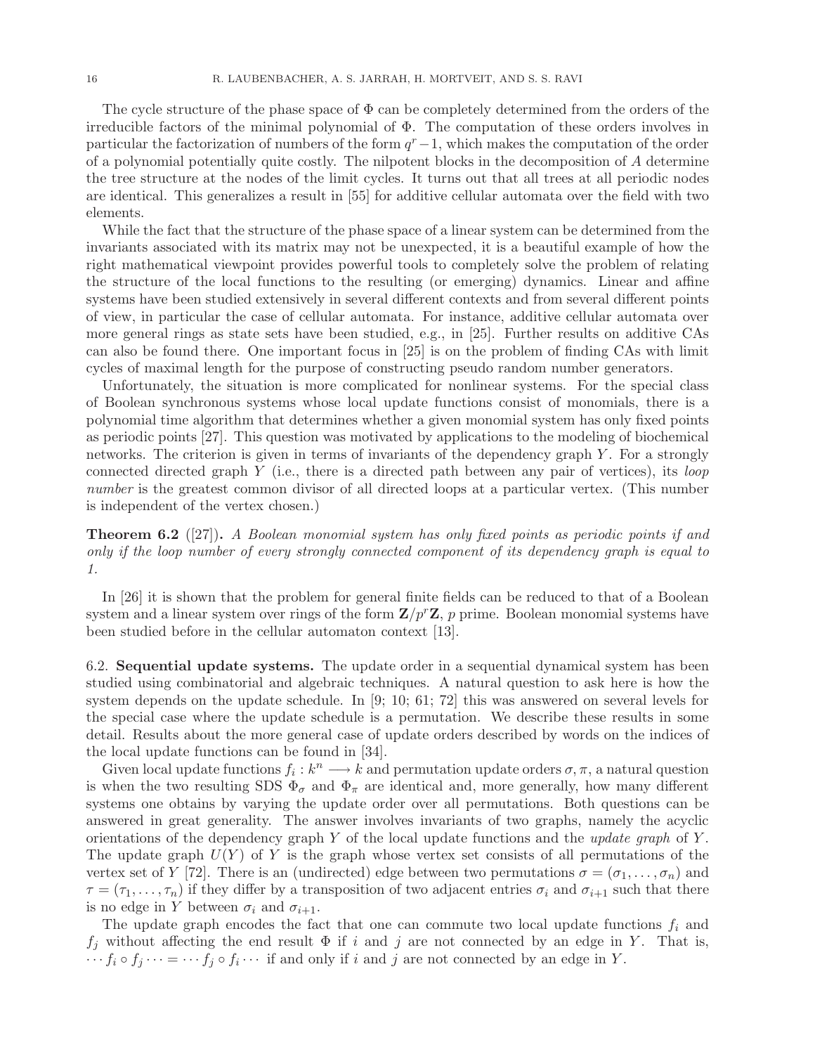The cycle structure of the phase space of $\Phi$ can be completely determined from the orders of the irreducible factors of the minimal polynomial of $\Phi$. The computation of these orders involves in particular the factorization of numbers of the form $q^r - 1$, which makes the computation of the order of a polynomial potentially quite costly. The nilpotent blocks in the decomposition of $A$ determine the tree structure at the nodes of the limit cycles. It turns out that all trees at all periodic nodes are identical. This generalizes a result in [55] for additive cellular automata over the field with two elements.

While the fact that the structure of the phase space of a linear system can be determined from the invariants associated with its matrix may not be unexpected, it is a beautiful example of how the right mathematical viewpoint provides powerful tools to completely solve the problem of relating the structure of the local functions to the resulting (or emerging) dynamics. Linear and affine systems have been studied extensively in several different contexts and from several different points of view, in particular the case of cellular automata. For instance, additive cellular automata over more general rings as state sets have been studied, e.g., in [25]. Further results on additive CAs can also be found there. One important focus in [25] is on the problem of finding CAs with limit cycles of maximal length for the purpose of constructing pseudo random number generators.

Unfortunately, the situation is more complicated for nonlinear systems. For the special class of Boolean synchronous systems whose local update functions consist of monomials, there is a polynomial time algorithm that determines whether a given monomial system has only fixed points as periodic points [27]. This question was motivated by applications to the modeling of biochemical networks. The criterion is given in terms of invariants of the dependency graph $Y$. For a strongly connected directed graph $Y$ (i.e., there is a directed path between any pair of vertices), its *loop number* is the greatest common divisor of all directed loops at a particular vertex. (This number is independent of the vertex chosen.)

**Theorem 6.2** ([27])**.** *A Boolean monomial system has only fixed points as periodic points if and only if the loop number of every strongly connected component of its dependency graph is equal to 1.*

In [26] it is shown that the problem for general finite fields can be reduced to that of a Boolean system and a linear system over rings of the form $\mathbf{Z}/p^r\mathbf{Z}$, $p$ prime. Boolean monomial systems have been studied before in the cellular automaton context [13].

6.2. **Sequential update systems.** The update order in a sequential dynamical system has been studied using combinatorial and algebraic techniques. A natural question to ask here is how the system depends on the update schedule. In [9; 10; 61; 72] this was answered on several levels for the special case where the update schedule is a permutation. We describe these results in some detail. Results about the more general case of update orders described by words on the indices of the local update functions can be found in [34].

Given local update functions $f_i : k^n \longrightarrow k$ and permutation update orders $\sigma, \pi$, a natural question is when the two resulting SDS $\Phi_\sigma$ and $\Phi_\pi$ are identical and, more generally, how many different systems one obtains by varying the update order over all permutations. Both questions can be answered in great generality. The answer involves invariants of two graphs, namely the acyclic orientations of the dependency graph $Y$ of the local update functions and the *update graph* of $Y$. The update graph $U(Y)$ of $Y$ is the graph whose vertex set consists of all permutations of the vertex set of $Y$ [72]. There is an (undirected) edge between two permutations $\sigma = (\sigma_1, \ldots, \sigma_n)$ and $\tau = (\tau_1, \ldots, \tau_n)$ if they differ by a transposition of two adjacent entries $\sigma_i$ and $\sigma_{i+1}$ such that there is no edge in $Y$ between $\sigma_i$ and $\sigma_{i+1}$.

The update graph encodes the fact that one can commute two local update functions $f_i$ and $f_j$ without affecting the end result $\Phi$ if $i$ and $j$ are not connected by an edge in $Y$. That is, $\cdots f_i \circ f_j \cdots = \cdots f_j \circ f_i \cdots$ if and only if $i$ and $j$ are not connected by an edge in $Y$.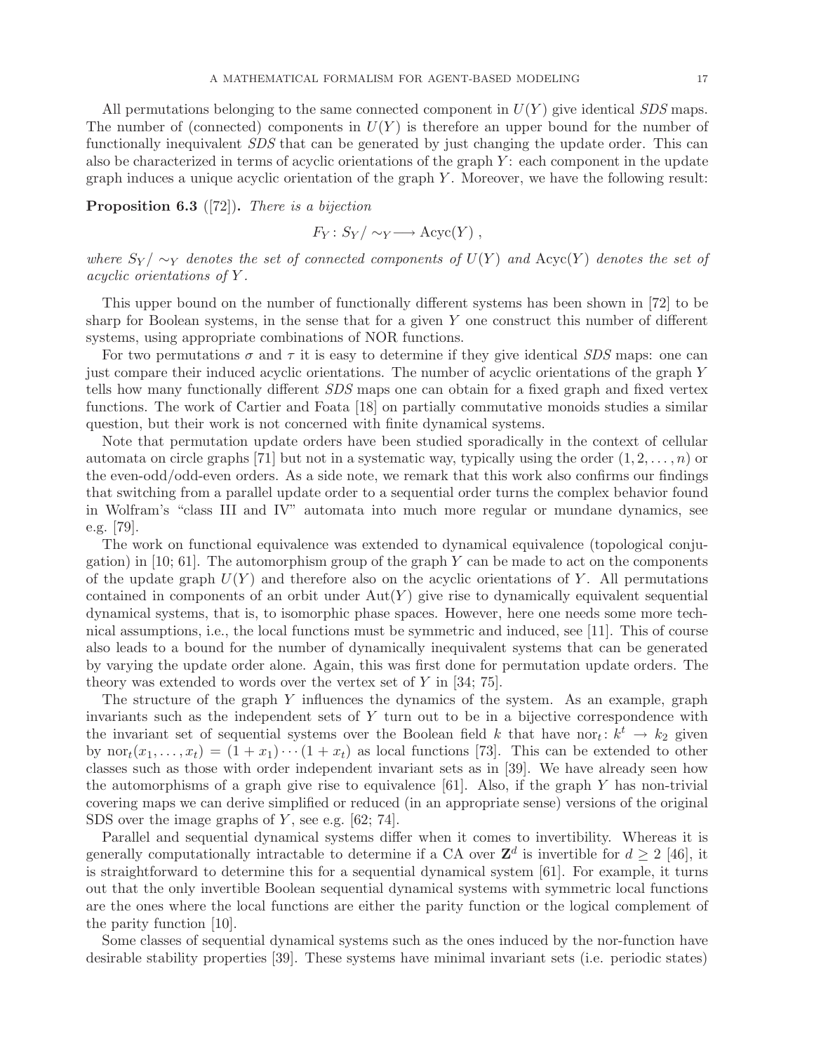All permutations belonging to the same connected component in $U(Y)$ give identical *SDS* maps. The number of (connected) components in $U(Y)$ is therefore an upper bound for the number of functionally inequivalent *SDS* that can be generated by just changing the update order. This can also be characterized in terms of acyclic orientations of the graph $Y$: each component in the update graph induces a unique acyclic orientation of the graph $Y$. Moreover, we have the following result:

**Proposition 6.3** ([72])**.** *There is a bijection*

$$F_Y \colon S_Y/\sim_Y \longrightarrow \mathrm{Acyc}(Y)\ ,$$

*where $S_Y/\sim_Y$ denotes the set of connected components of $U(Y)$ and $\mathrm{Acyc}(Y)$ denotes the set of acyclic orientations of $Y$.*

This upper bound on the number of functionally different systems has been shown in [72] to be sharp for Boolean systems, in the sense that for a given $Y$ one construct this number of different systems, using appropriate combinations of NOR functions.

For two permutations $\sigma$ and $\tau$ it is easy to determine if they give identical *SDS* maps: one can just compare their induced acyclic orientations. The number of acyclic orientations of the graph $Y$ tells how many functionally different *SDS* maps one can obtain for a fixed graph and fixed vertex functions. The work of Cartier and Foata [18] on partially commutative monoids studies a similar question, but their work is not concerned with finite dynamical systems.

Note that permutation update orders have been studied sporadically in the context of cellular automata on circle graphs [71] but not in a systematic way, typically using the order $(1, 2, \ldots, n)$ or the even-odd/odd-even orders. As a side note, we remark that this work also confirms our findings that switching from a parallel update order to a sequential order turns the complex behavior found in Wolfram's "class III and IV" automata into much more regular or mundane dynamics, see e.g. [79].

The work on functional equivalence was extended to dynamical equivalence (topological conjugation) in [10; 61]. The automorphism group of the graph $Y$ can be made to act on the components of the update graph $U(Y)$ and therefore also on the acyclic orientations of $Y$. All permutations contained in components of an orbit under $\mathrm{Aut}(Y)$ give rise to dynamically equivalent sequential dynamical systems, that is, to isomorphic phase spaces. However, here one needs some more technical assumptions, i.e., the local functions must be symmetric and induced, see [11]. This of course also leads to a bound for the number of dynamically inequivalent systems that can be generated by varying the update order alone. Again, this was first done for permutation update orders. The theory was extended to words over the vertex set of $Y$ in [34; 75].

The structure of the graph $Y$ influences the dynamics of the system. As an example, graph invariants such as the independent sets of $Y$ turn out to be in a bijective correspondence with the invariant set of sequential systems over the Boolean field $k$ that have $\mathrm{nor}_t \colon k^t \to k_2$ given by $\mathrm{nor}_t(x_1, \ldots, x_t) = (1 + x_1) \cdots (1 + x_t)$ as local functions [73]. This can be extended to other classes such as those with order independent invariant sets as in [39]. We have already seen how the automorphisms of a graph give rise to equivalence [61]. Also, if the graph $Y$ has non-trivial covering maps we can derive simplified or reduced (in an appropriate sense) versions of the original SDS over the image graphs of $Y$, see e.g. [62; 74].

Parallel and sequential dynamical systems differ when it comes to invertibility. Whereas it is generally computationally intractable to determine if a CA over $\mathbf{Z}^d$ is invertible for $d \geq 2$ [46], it is straightforward to determine this for a sequential dynamical system [61]. For example, it turns out that the only invertible Boolean sequential dynamical systems with symmetric local functions are the ones where the local functions are either the parity function or the logical complement of the parity function [10].

Some classes of sequential dynamical systems such as the ones induced by the nor-function have desirable stability properties [39]. These systems have minimal invariant sets (i.e. periodic states)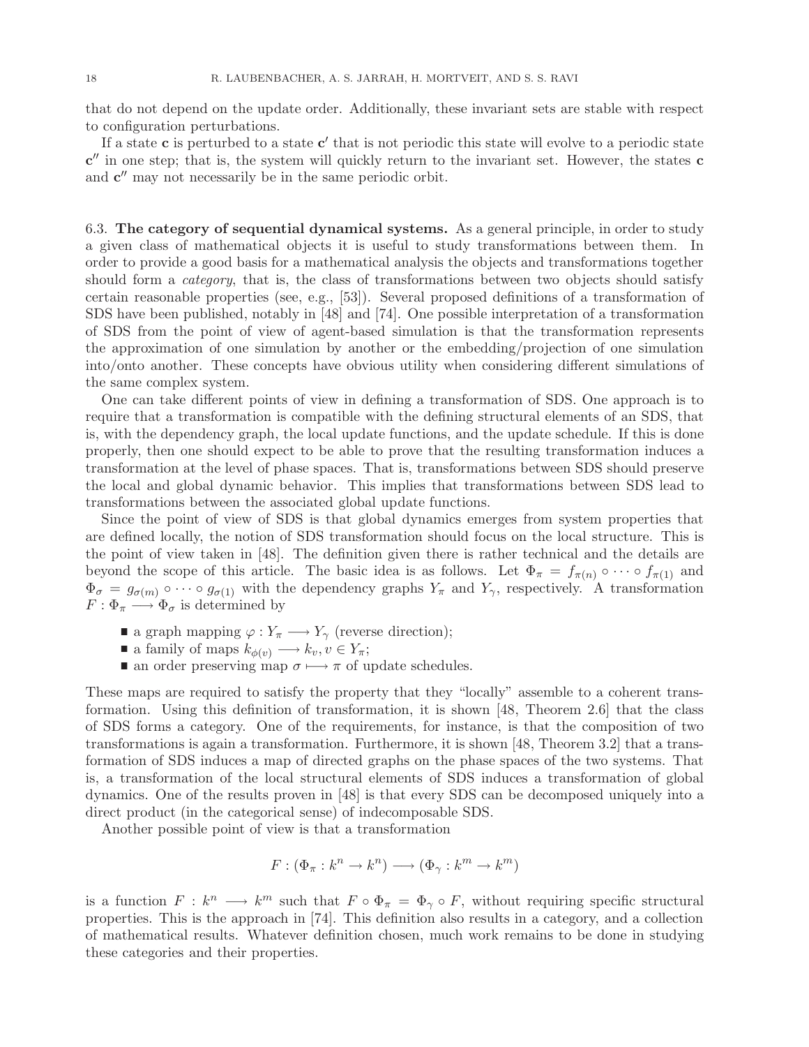that do not depend on the update order. Additionally, these invariant sets are stable with respect to configuration perturbations.

If a state $\mathbf{c}$ is perturbed to a state $\mathbf{c}'$ that is not periodic this state will evolve to a periodic state $\mathbf{c}''$ in one step; that is, the system will quickly return to the invariant set. However, the states $\mathbf{c}$ and $\mathbf{c}''$ may not necessarily be in the same periodic orbit.

### 6.3. The category of sequential dynamical systems.

As a general principle, in order to study a given class of mathematical objects it is useful to study transformations between them. In order to provide a good basis for a mathematical analysis the objects and transformations together should form a *category*, that is, the class of transformations between two objects should satisfy certain reasonable properties (see, e.g., [53]). Several proposed definitions of a transformation of SDS have been published, notably in [48] and [74]. One possible interpretation of a transformation of SDS from the point of view of agent-based simulation is that the transformation represents the approximation of one simulation by another or the embedding/projection of one simulation into/onto another. These concepts have obvious utility when considering different simulations of the same complex system.

One can take different points of view in defining a transformation of SDS. One approach is to require that a transformation is compatible with the defining structural elements of an SDS, that is, with the dependency graph, the local update functions, and the update schedule. If this is done properly, then one should expect to be able to prove that the resulting transformation induces a transformation at the level of phase spaces. That is, transformations between SDS should preserve the local and global dynamic behavior. This implies that transformations between SDS lead to transformations between the associated global update functions.

Since the point of view of SDS is that global dynamics emerges from system properties that are defined locally, the notion of SDS transformation should focus on the local structure. This is the point of view taken in [48]. The definition given there is rather technical and the details are beyond the scope of this article. The basic idea is as follows. Let $\Phi_\pi = f_{\pi(n)} \circ \cdots \circ f_{\pi(1)}$ and $\Phi_\sigma = g_{\sigma(m)} \circ \cdots \circ g_{\sigma(1)}$ with the dependency graphs $Y_\pi$ and $Y_\gamma$, respectively. A transformation $F : \Phi_\pi \longrightarrow \Phi_\sigma$ is determined by

- a graph mapping $\varphi : Y_\pi \longrightarrow Y_\gamma$ (reverse direction);
- a family of maps $k_{\phi(v)} \longrightarrow k_v, v \in Y_\pi$;
- an order preserving map $\sigma \longmapsto \pi$ of update schedules.

These maps are required to satisfy the property that they "locally" assemble to a coherent transformation. Using this definition of transformation, it is shown [48, Theorem 2.6] that the class of SDS forms a category. One of the requirements, for instance, is that the composition of two transformations is again a transformation. Furthermore, it is shown [48, Theorem 3.2] that a transformation of SDS induces a map of directed graphs on the phase spaces of the two systems. That is, a transformation of the local structural elements of SDS induces a transformation of global dynamics. One of the results proven in [48] is that every SDS can be decomposed uniquely into a direct product (in the categorical sense) of indecomposable SDS.

Another possible point of view is that a transformation

$$F : (\Phi_\pi : k^n \to k^n) \longrightarrow (\Phi_\gamma : k^m \to k^m)$$

is a function $F : k^n \longrightarrow k^m$ such that $F \circ \Phi_\pi = \Phi_\gamma \circ F$, without requiring specific structural properties. This is the approach in [74]. This definition also results in a category, and a collection of mathematical results. Whatever definition chosen, much work remains to be done in studying these categories and their properties.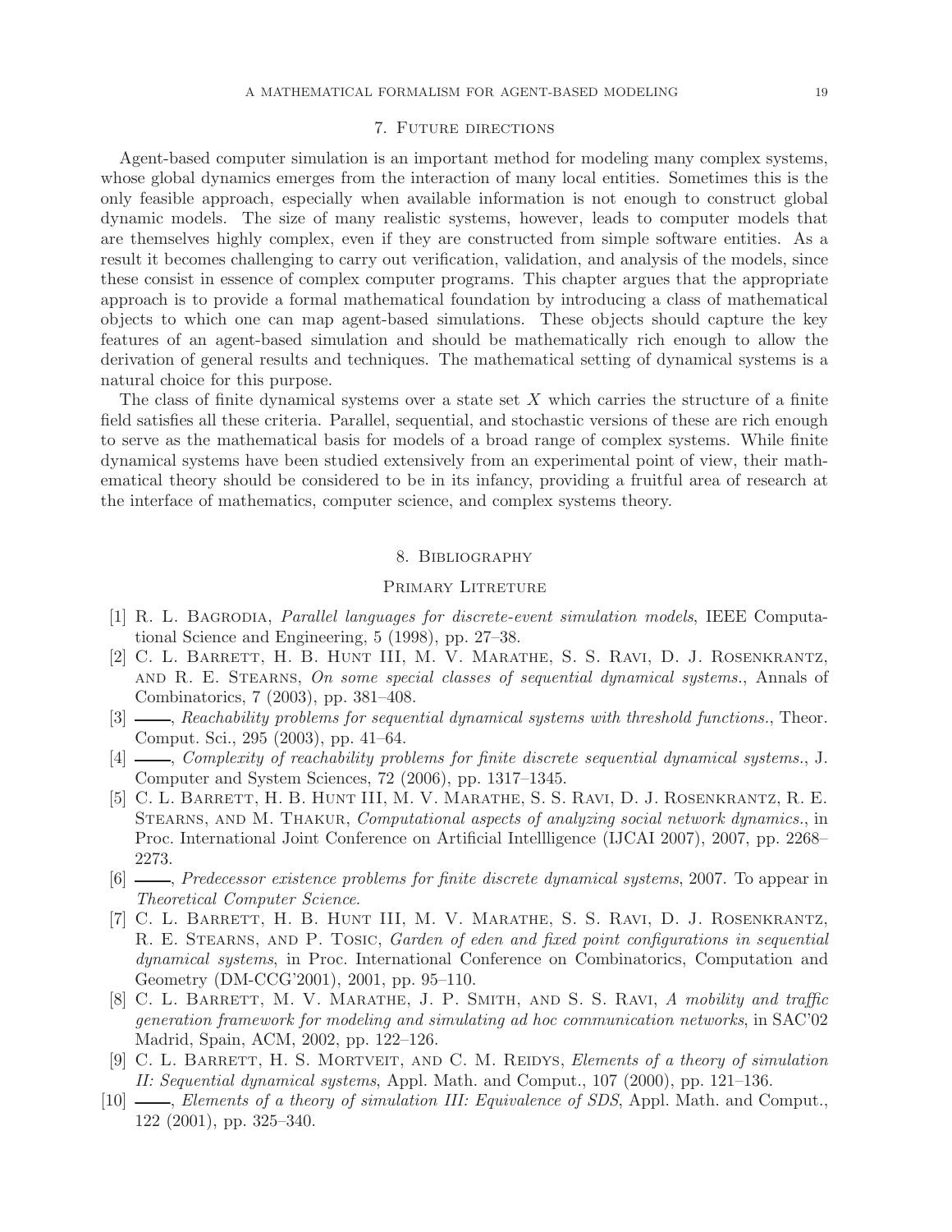## 7. Future directions

Agent-based computer simulation is an important method for modeling many complex systems, whose global dynamics emerges from the interaction of many local entities. Sometimes this is the only feasible approach, especially when available information is not enough to construct global dynamic models. The size of many realistic systems, however, leads to computer models that are themselves highly complex, even if they are constructed from simple software entities. As a result it becomes challenging to carry out verification, validation, and analysis of the models, since these consist in essence of complex computer programs. This chapter argues that the appropriate approach is to provide a formal mathematical foundation by introducing a class of mathematical objects to which one can map agent-based simulations. These objects should capture the key features of an agent-based simulation and should be mathematically rich enough to allow the derivation of general results and techniques. The mathematical setting of dynamical systems is a natural choice for this purpose.

The class of finite dynamical systems over a state set $X$ which carries the structure of a finite field satisfies all these criteria. Parallel, sequential, and stochastic versions of these are rich enough to serve as the mathematical basis for models of a broad range of complex systems. While finite dynamical systems have been studied extensively from an experimental point of view, their mathematical theory should be considered to be in its infancy, providing a fruitful area of research at the interface of mathematics, computer science, and complex systems theory.

## 8. Bibliography

### Primary Litreture

[1] R. L. Bagrodia, *Parallel languages for discrete-event simulation models*, IEEE Computational Science and Engineering, 5 (1998), pp. 27–38.

[2] C. L. Barrett, H. B. Hunt III, M. V. Marathe, S. S. Ravi, D. J. Rosenkrantz, and R. E. Stearns, *On some special classes of sequential dynamical systems.*, Annals of Combinatorics, 7 (2003), pp. 381–408.

[3] ——, *Reachability problems for sequential dynamical systems with threshold functions.*, Theor. Comput. Sci., 295 (2003), pp. 41–64.

[4] ——, *Complexity of reachability problems for finite discrete sequential dynamical systems.*, J. Computer and System Sciences, 72 (2006), pp. 1317–1345.

[5] C. L. Barrett, H. B. Hunt III, M. V. Marathe, S. S. Ravi, D. J. Rosenkrantz, R. E. Stearns, and M. Thakur, *Computational aspects of analyzing social network dynamics.*, in Proc. International Joint Conference on Artificial Intellligence (IJCAI 2007), 2007, pp. 2268–2273.

[6] ——, *Predecessor existence problems for finite discrete dynamical systems*, 2007. To appear in *Theoretical Computer Science*.

[7] C. L. Barrett, H. B. Hunt III, M. V. Marathe, S. S. Ravi, D. J. Rosenkrantz, R. E. Stearns, and P. Tosic, *Garden of eden and fixed point configurations in sequential dynamical systems*, in Proc. International Conference on Combinatorics, Computation and Geometry (DM-CCG'2001), 2001, pp. 95–110.

[8] C. L. Barrett, M. V. Marathe, J. P. Smith, and S. S. Ravi, *A mobility and traffic generation framework for modeling and simulating ad hoc communication networks*, in SAC'02 Madrid, Spain, ACM, 2002, pp. 122–126.

[9] C. L. Barrett, H. S. Mortveit, and C. M. Reidys, *Elements of a theory of simulation II: Sequential dynamical systems*, Appl. Math. and Comput., 107 (2000), pp. 121–136.

[10] ——, *Elements of a theory of simulation III: Equivalence of SDS*, Appl. Math. and Comput., 122 (2001), pp. 325–340.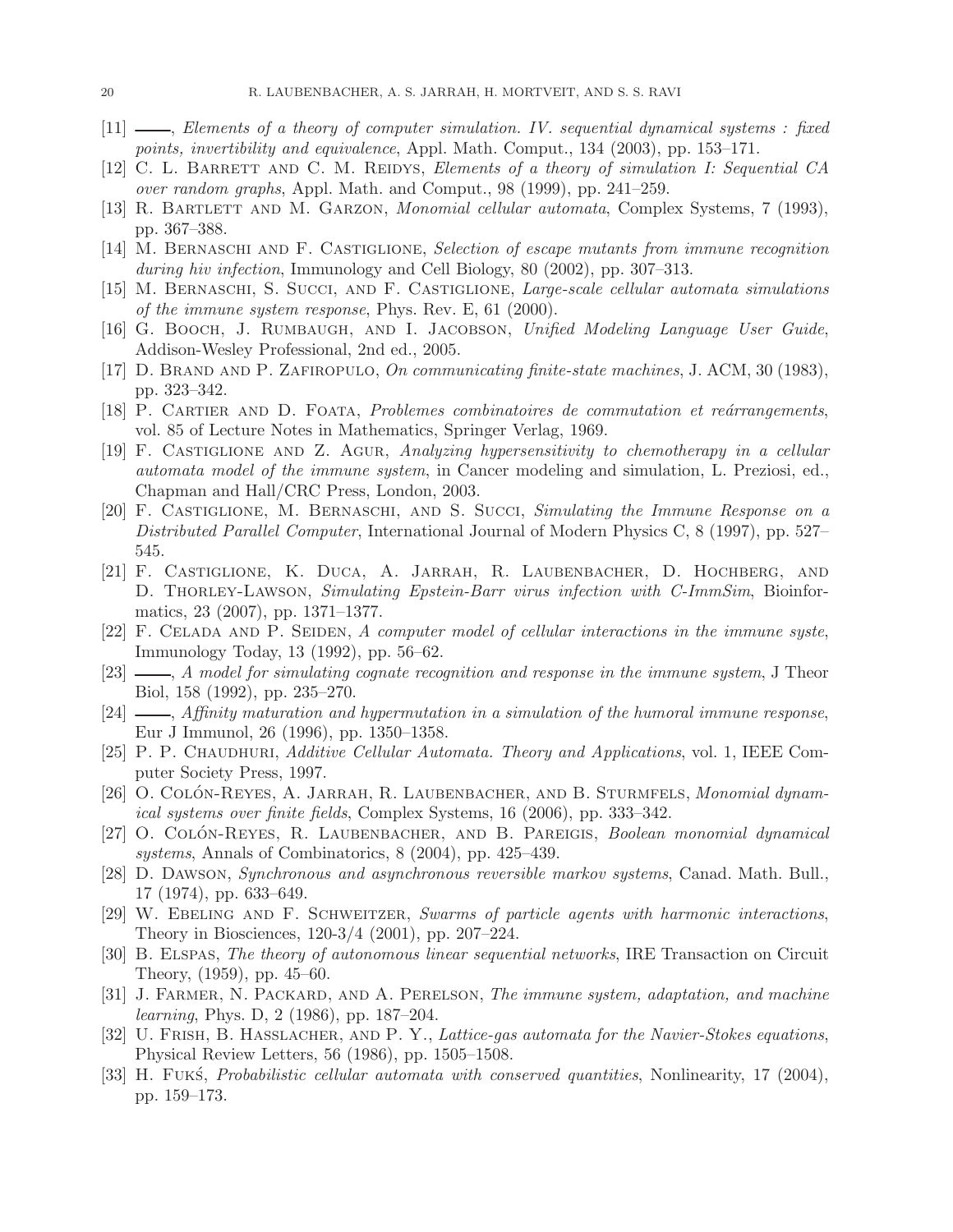[11] ——, *Elements of a theory of computer simulation. IV. sequential dynamical systems : fixed points, invertibility and equivalence*, Appl. Math. Comput., 134 (2003), pp. 153–171.

[12] C. L. Barrett and C. M. Reidys, *Elements of a theory of simulation I: Sequential CA over random graphs*, Appl. Math. and Comput., 98 (1999), pp. 241–259.

[13] R. Bartlett and M. Garzon, *Monomial cellular automata*, Complex Systems, 7 (1993), pp. 367–388.

[14] M. Bernaschi and F. Castiglione, *Selection of escape mutants from immune recognition during hiv infection*, Immunology and Cell Biology, 80 (2002), pp. 307–313.

[15] M. Bernaschi, S. Succi, and F. Castiglione, *Large-scale cellular automata simulations of the immune system response*, Phys. Rev. E, 61 (2000).

[16] G. Booch, J. Rumbaugh, and I. Jacobson, *Unified Modeling Language User Guide*, Addison-Wesley Professional, 2nd ed., 2005.

[17] D. Brand and P. Zafiropulo, *On communicating finite-state machines*, J. ACM, 30 (1983), pp. 323–342.

[18] P. Cartier and D. Foata, *Problemes combinatoires de commutation et reárrangements*, vol. 85 of Lecture Notes in Mathematics, Springer Verlag, 1969.

[19] F. Castiglione and Z. Agur, *Analyzing hypersensitivity to chemotherapy in a cellular automata model of the immune system*, in Cancer modeling and simulation, L. Preziosi, ed., Chapman and Hall/CRC Press, London, 2003.

[20] F. Castiglione, M. Bernaschi, and S. Succi, *Simulating the Immune Response on a Distributed Parallel Computer*, International Journal of Modern Physics C, 8 (1997), pp. 527–545.

[21] F. Castiglione, K. Duca, A. Jarrah, R. Laubenbacher, D. Hochberg, and D. Thorley-Lawson, *Simulating Epstein-Barr virus infection with C-ImmSim*, Bioinformatics, 23 (2007), pp. 1371–1377.

[22] F. Celada and P. Seiden, *A computer model of cellular interactions in the immune syste*, Immunology Today, 13 (1992), pp. 56–62.

[23] ——, *A model for simulating cognate recognition and response in the immune system*, J Theor Biol, 158 (1992), pp. 235–270.

[24] ——, *Affinity maturation and hypermutation in a simulation of the humoral immune response*, Eur J Immunol, 26 (1996), pp. 1350–1358.

[25] P. P. Chaudhuri, *Additive Cellular Automata. Theory and Applications*, vol. 1, IEEE Computer Society Press, 1997.

[26] O. Colón-Reyes, A. Jarrah, R. Laubenbacher, and B. Sturmfels, *Monomial dynamical systems over finite fields*, Complex Systems, 16 (2006), pp. 333–342.

[27] O. Colón-Reyes, R. Laubenbacher, and B. Pareigis, *Boolean monomial dynamical systems*, Annals of Combinatorics, 8 (2004), pp. 425–439.

[28] D. Dawson, *Synchronous and asynchronous reversible markov systems*, Canad. Math. Bull., 17 (1974), pp. 633–649.

[29] W. Ebeling and F. Schweitzer, *Swarms of particle agents with harmonic interactions*, Theory in Biosciences, 120-3/4 (2001), pp. 207–224.

[30] B. Elspas, *The theory of autonomous linear sequential networks*, IRE Transaction on Circuit Theory, (1959), pp. 45–60.

[31] J. Farmer, N. Packard, and A. Perelson, *The immune system, adaptation, and machine learning*, Phys. D, 2 (1986), pp. 187–204.

[32] U. Frish, B. Hasslacher, and P. Y., *Lattice-gas automata for the Navier-Stokes equations*, Physical Review Letters, 56 (1986), pp. 1505–1508.

[33] H. Fukś, *Probabilistic cellular automata with conserved quantities*, Nonlinearity, 17 (2004), pp. 159–173.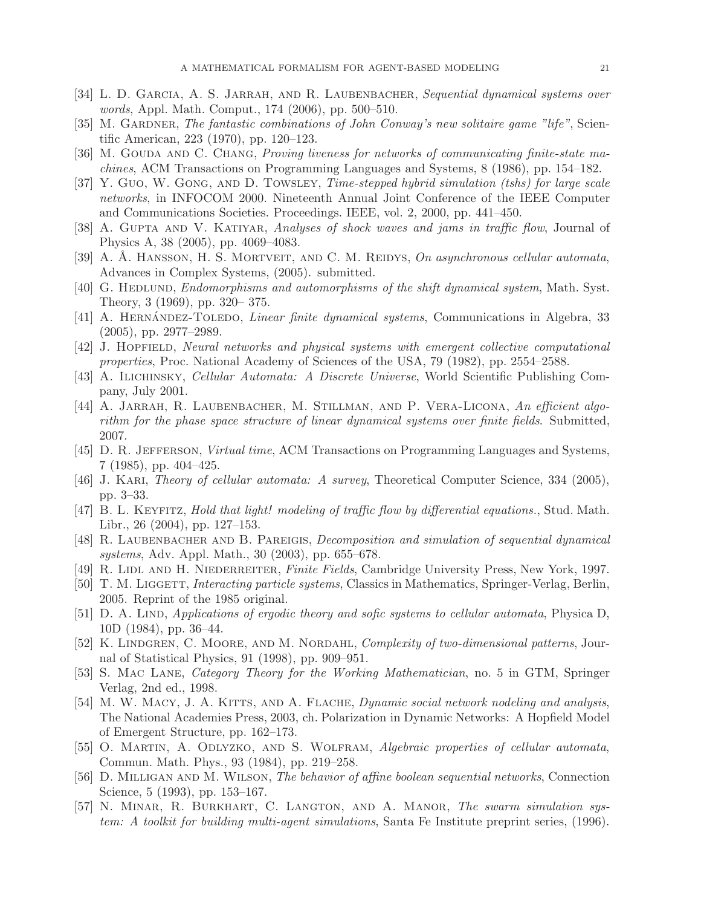[34] L. D. Garcia, A. S. Jarrah, and R. Laubenbacher, *Sequential dynamical systems over words*, Appl. Math. Comput., 174 (2006), pp. 500–510.

[35] M. Gardner, *The fantastic combinations of John Conway's new solitaire game "life"*, Scientific American, 223 (1970), pp. 120–123.

[36] M. Gouda and C. Chang, *Proving liveness for networks of communicating finite-state machines*, ACM Transactions on Programming Languages and Systems, 8 (1986), pp. 154–182.

[37] Y. Guo, W. Gong, and D. Towsley, *Time-stepped hybrid simulation (tshs) for large scale networks*, in INFOCOM 2000. Nineteenth Annual Joint Conference of the IEEE Computer and Communications Societies. Proceedings. IEEE, vol. 2, 2000, pp. 441–450.

[38] A. Gupta and V. Katiyar, *Analyses of shock waves and jams in traffic flow*, Journal of Physics A, 38 (2005), pp. 4069–4083.

[39] A. Å. Hansson, H. S. Mortveit, and C. M. Reidys, *On asynchronous cellular automata*, Advances in Complex Systems, (2005). submitted.

[40] G. Hedlund, *Endomorphisms and automorphisms of the shift dynamical system*, Math. Syst. Theory, 3 (1969), pp. 320– 375.

[41] A. Hernández-Toledo, *Linear finite dynamical systems*, Communications in Algebra, 33 (2005), pp. 2977–2989.

[42] J. Hopfield, *Neural networks and physical systems with emergent collective computational properties*, Proc. National Academy of Sciences of the USA, 79 (1982), pp. 2554–2588.

[43] A. Ilichinsky, *Cellular Automata: A Discrete Universe*, World Scientific Publishing Company, July 2001.

[44] A. Jarrah, R. Laubenbacher, M. Stillman, and P. Vera-Licona, *An efficient algorithm for the phase space structure of linear dynamical systems over finite fields*. Submitted, 2007.

[45] D. R. Jefferson, *Virtual time*, ACM Transactions on Programming Languages and Systems, 7 (1985), pp. 404–425.

[46] J. Kari, *Theory of cellular automata: A survey*, Theoretical Computer Science, 334 (2005), pp. 3–33.

[47] B. L. Keyfitz, *Hold that light! modeling of traffic flow by differential equations.*, Stud. Math. Libr., 26 (2004), pp. 127–153.

[48] R. Laubenbacher and B. Pareigis, *Decomposition and simulation of sequential dynamical systems*, Adv. Appl. Math., 30 (2003), pp. 655–678.

[49] R. Lidl and H. Niederreiter, *Finite Fields*, Cambridge University Press, New York, 1997.

[50] T. M. Liggett, *Interacting particle systems*, Classics in Mathematics, Springer-Verlag, Berlin, 2005. Reprint of the 1985 original.

[51] D. A. Lind, *Applications of ergodic theory and sofic systems to cellular automata*, Physica D, 10D (1984), pp. 36–44.

[52] K. Lindgren, C. Moore, and M. Nordahl, *Complexity of two-dimensional patterns*, Journal of Statistical Physics, 91 (1998), pp. 909–951.

[53] S. Mac Lane, *Category Theory for the Working Mathematician*, no. 5 in GTM, Springer Verlag, 2nd ed., 1998.

[54] M. W. Macy, J. A. Kitts, and A. Flache, *Dynamic social network nodeling and analysis*, The National Academies Press, 2003, ch. Polarization in Dynamic Networks: A Hopfield Model of Emergent Structure, pp. 162–173.

[55] O. Martin, A. Odlyzko, and S. Wolfram, *Algebraic properties of cellular automata*, Commun. Math. Phys., 93 (1984), pp. 219–258.

[56] D. Milligan and M. Wilson, *The behavior of affine boolean sequential networks*, Connection Science, 5 (1993), pp. 153–167.

[57] N. Minar, R. Burkhart, C. Langton, and A. Manor, *The swarm simulation system: A toolkit for building multi-agent simulations*, Santa Fe Institute preprint series, (1996).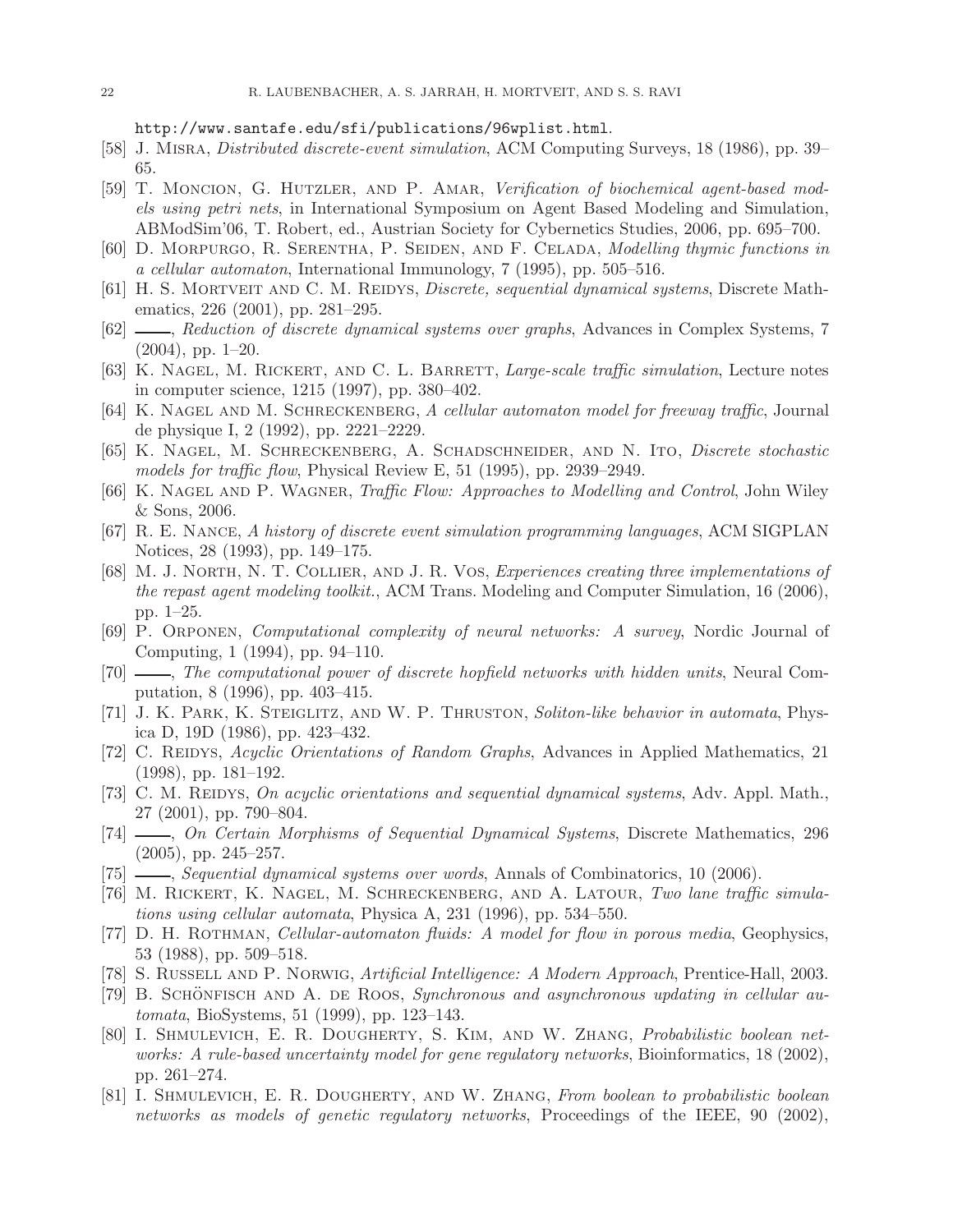http://www.santafe.edu/sfi/publications/96wplist.html.

[58] J. Misra, *Distributed discrete-event simulation*, ACM Computing Surveys, 18 (1986), pp. 39–65.

[59] T. Moncion, G. Hutzler, and P. Amar, *Verification of biochemical agent-based models using petri nets*, in International Symposium on Agent Based Modeling and Simulation, ABModSim'06, T. Robert, ed., Austrian Society for Cybernetics Studies, 2006, pp. 695–700.

[60] D. Morpurgo, R. Serentha, P. Seiden, and F. Celada, *Modelling thymic functions in a cellular automaton*, International Immunology, 7 (1995), pp. 505–516.

[61] H. S. Mortveit and C. M. Reidys, *Discrete, sequential dynamical systems*, Discrete Mathematics, 226 (2001), pp. 281–295.

[62] ——, *Reduction of discrete dynamical systems over graphs*, Advances in Complex Systems, 7 (2004), pp. 1–20.

[63] K. Nagel, M. Rickert, and C. L. Barrett, *Large-scale traffic simulation*, Lecture notes in computer science, 1215 (1997), pp. 380–402.

[64] K. Nagel and M. Schreckenberg, *A cellular automaton model for freeway traffic*, Journal de physique I, 2 (1992), pp. 2221–2229.

[65] K. Nagel, M. Schreckenberg, A. Schadschneider, and N. Ito, *Discrete stochastic models for traffic flow*, Physical Review E, 51 (1995), pp. 2939–2949.

[66] K. Nagel and P. Wagner, *Traffic Flow: Approaches to Modelling and Control*, John Wiley & Sons, 2006.

[67] R. E. Nance, *A history of discrete event simulation programming languages*, ACM SIGPLAN Notices, 28 (1993), pp. 149–175.

[68] M. J. North, N. T. Collier, and J. R. Vos, *Experiences creating three implementations of the repast agent modeling toolkit.*, ACM Trans. Modeling and Computer Simulation, 16 (2006), pp. 1–25.

[69] P. Orponen, *Computational complexity of neural networks: A survey*, Nordic Journal of Computing, 1 (1994), pp. 94–110.

[70] ——, *The computational power of discrete hopfield networks with hidden units*, Neural Computation, 8 (1996), pp. 403–415.

[71] J. K. Park, K. Steiglitz, and W. P. Thruston, *Soliton-like behavior in automata*, Physica D, 19D (1986), pp. 423–432.

[72] C. Reidys, *Acyclic Orientations of Random Graphs*, Advances in Applied Mathematics, 21 (1998), pp. 181–192.

[73] C. M. Reidys, *On acyclic orientations and sequential dynamical systems*, Adv. Appl. Math., 27 (2001), pp. 790–804.

[74] ——, *On Certain Morphisms of Sequential Dynamical Systems*, Discrete Mathematics, 296 (2005), pp. 245–257.

[75] ——, *Sequential dynamical systems over words*, Annals of Combinatorics, 10 (2006).

[76] M. Rickert, K. Nagel, M. Schreckenberg, and A. Latour, *Two lane traffic simulations using cellular automata*, Physica A, 231 (1996), pp. 534–550.

[77] D. H. Rothman, *Cellular-automaton fluids: A model for flow in porous media*, Geophysics, 53 (1988), pp. 509–518.

[78] S. Russell and P. Norwig, *Artificial Intelligence: A Modern Approach*, Prentice-Hall, 2003.

[79] B. Schönfisch and A. de Roos, *Synchronous and asynchronous updating in cellular automata*, BioSystems, 51 (1999), pp. 123–143.

[80] I. Shmulevich, E. R. Dougherty, S. Kim, and W. Zhang, *Probabilistic boolean networks: A rule-based uncertainty model for gene regulatory networks*, Bioinformatics, 18 (2002), pp. 261–274.

[81] I. Shmulevich, E. R. Dougherty, and W. Zhang, *From boolean to probabilistic boolean networks as models of genetic regulatory networks*, Proceedings of the IEEE, 90 (2002),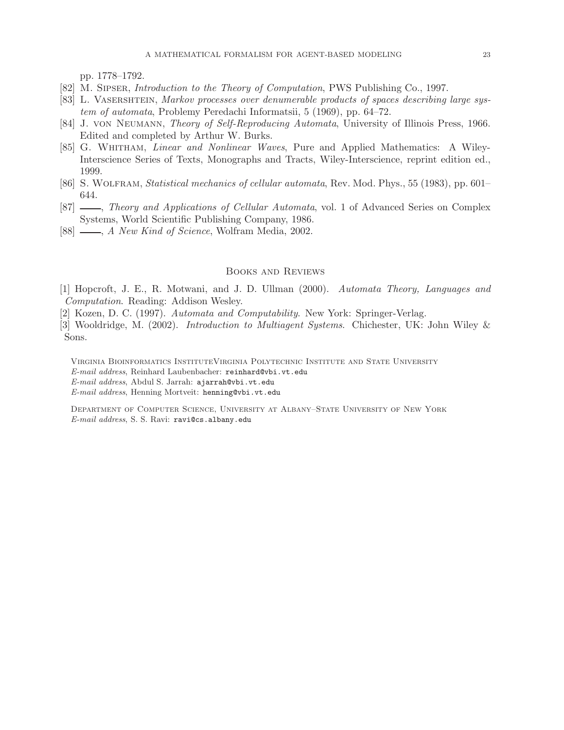pp. 1778–1792.

[82] M. Sipser, *Introduction to the Theory of Computation*, PWS Publishing Co., 1997.

[83] L. Vasershtein, *Markov processes over denumerable products of spaces describing large system of automata*, Problemy Peredachi Informatsii, 5 (1969), pp. 64–72.

[84] J. von Neumann, *Theory of Self-Reproducing Automata*, University of Illinois Press, 1966. Edited and completed by Arthur W. Burks.

[85] G. Whitham, *Linear and Nonlinear Waves*, Pure and Applied Mathematics: A Wiley-Interscience Series of Texts, Monographs and Tracts, Wiley-Interscience, reprint edition ed., 1999.

[86] S. Wolfram, *Statistical mechanics of cellular automata*, Rev. Mod. Phys., 55 (1983), pp. 601–644.

[87] ——, *Theory and Applications of Cellular Automata*, vol. 1 of Advanced Series on Complex Systems, World Scientific Publishing Company, 1986.

[88] ——, *A New Kind of Science*, Wolfram Media, 2002.

## Books and Reviews

[1] Hopcroft, J. E., R. Motwani, and J. D. Ullman (2000). *Automata Theory, Languages and Computation*. Reading: Addison Wesley.

[2] Kozen, D. C. (1997). *Automata and Computability*. New York: Springer-Verlag.

[3] Wooldridge, M. (2002). *Introduction to Multiagent Systems*. Chichester, UK: John Wiley & Sons.

Virginia Bioinformatics InstituteVirginia Polytechnic Institute and State University
*E-mail address*, Reinhard Laubenbacher: reinhard@vbi.vt.edu
*E-mail address*, Abdul S. Jarrah: ajarrah@vbi.vt.edu
*E-mail address*, Henning Mortveit: henning@vbi.vt.edu

Department of Computer Science, University at Albany–State University of New York
*E-mail address*, S. S. Ravi: ravi@cs.albany.edu